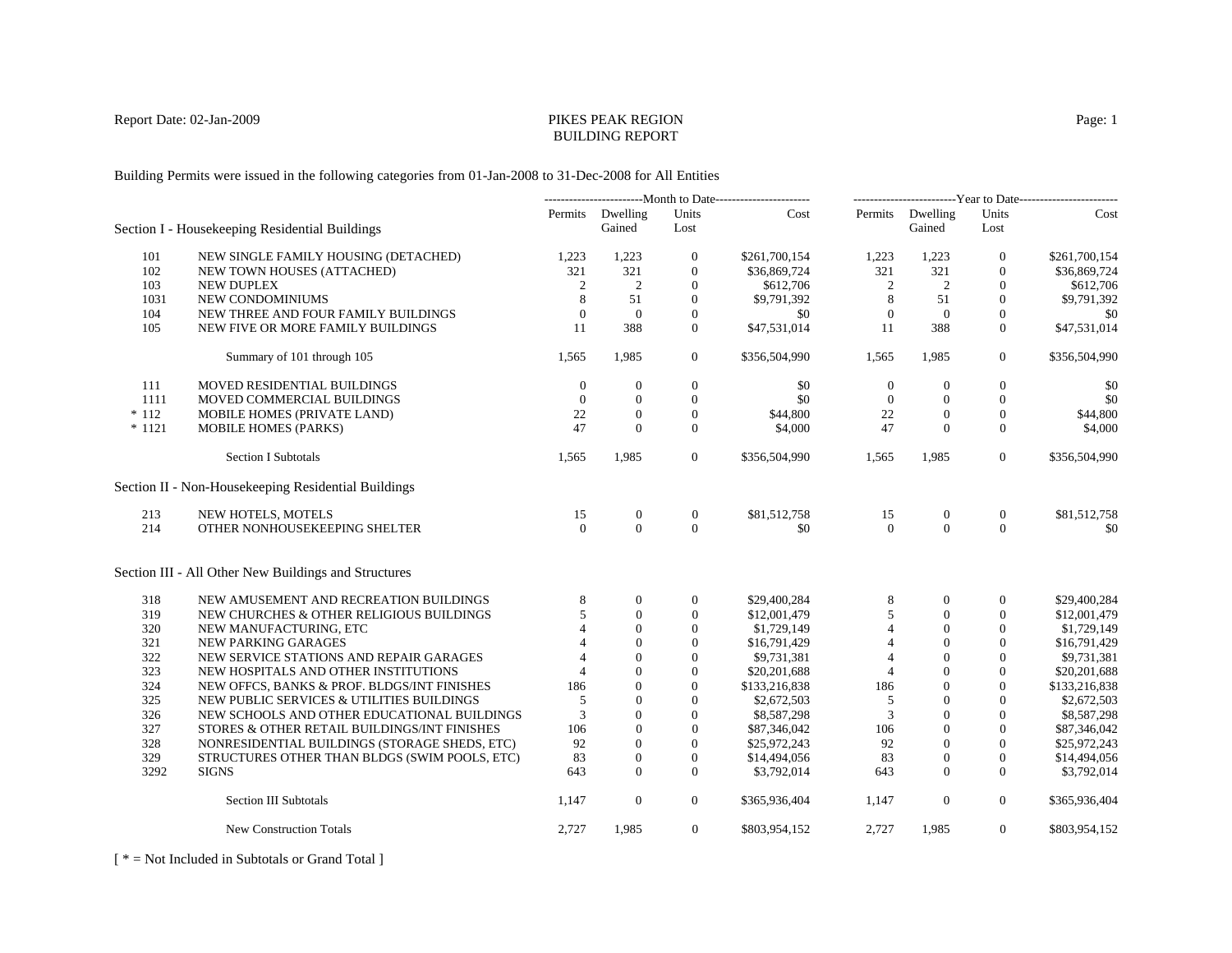Report Date: 02-Jan-2009

# PIKES PEAK REGION
# BUILDING REPORT

Building Permits were issued in the following categories from 01-Jan-2008 to 31-Dec-2008 for All Entities

| | | Month to Date | | | | Year to Date | | | |
|---|---|---|---|---|---|---|---|---|---|
| **Section I - Housekeeping Residential Buildings** | | Permits | Dwelling Gained | Units Lost | Cost | Permits | Dwelling Gained | Units Lost | Cost |
| 101 | NEW SINGLE FAMILY HOUSING (DETACHED) | 1,223 | 1,223 | 0 | $261,700,154 | 1,223 | 1,223 | 0 | $261,700,154 |
| 102 | NEW TOWN HOUSES (ATTACHED) | 321 | 321 | 0 | $36,869,724 | 321 | 321 | 0 | $36,869,724 |
| 103 | NEW DUPLEX | 2 | 2 | 0 | $612,706 | 2 | 2 | 0 | $612,706 |
| 1031 | NEW CONDOMINIUMS | 8 | 51 | 0 | $9,791,392 | 8 | 51 | 0 | $9,791,392 |
| 104 | NEW THREE AND FOUR FAMILY BUILDINGS | 0 | 0 | 0 | $0 | 0 | 0 | 0 | $0 |
| 105 | NEW FIVE OR MORE FAMILY BUILDINGS | 11 | 388 | 0 | $47,531,014 | 11 | 388 | 0 | $47,531,014 |
| | Summary of 101 through 105 | 1,565 | 1,985 | 0 | $356,504,990 | 1,565 | 1,985 | 0 | $356,504,990 |
| 111 | MOVED RESIDENTIAL BUILDINGS | 0 | 0 | 0 | $0 | 0 | 0 | 0 | $0 |
| 1111 | MOVED COMMERCIAL BUILDINGS | 0 | 0 | 0 | $0 | 0 | 0 | 0 | $0 |
| * 112 | MOBILE HOMES (PRIVATE LAND) | 22 | 0 | 0 | $44,800 | 22 | 0 | 0 | $44,800 |
| * 1121 | MOBILE HOMES (PARKS) | 47 | 0 | 0 | $4,000 | 47 | 0 | 0 | $4,000 |
| | Section I Subtotals | 1,565 | 1,985 | 0 | $356,504,990 | 1,565 | 1,985 | 0 | $356,504,990 |
| **Section II - Non-Housekeeping Residential Buildings** | | | | | | | | | |
| 213 | NEW HOTELS, MOTELS | 15 | 0 | 0 | $81,512,758 | 15 | 0 | 0 | $81,512,758 |
| 214 | OTHER NONHOUSEKEEPING SHELTER | 0 | 0 | 0 | $0 | 0 | 0 | 0 | $0 |
| **Section III - All Other New Buildings and Structures** | | | | | | | | | |
| 318 | NEW AMUSEMENT AND RECREATION BUILDINGS | 8 | 0 | 0 | $29,400,284 | 8 | 0 | 0 | $29,400,284 |
| 319 | NEW CHURCHES & OTHER RELIGIOUS BUILDINGS | 5 | 0 | 0 | $12,001,479 | 5 | 0 | 0 | $12,001,479 |
| 320 | NEW MANUFACTURING, ETC | 4 | 0 | 0 | $1,729,149 | 4 | 0 | 0 | $1,729,149 |
| 321 | NEW PARKING GARAGES | 4 | 0 | 0 | $16,791,429 | 4 | 0 | 0 | $16,791,429 |
| 322 | NEW SERVICE STATIONS AND REPAIR GARAGES | 4 | 0 | 0 | $9,731,381 | 4 | 0 | 0 | $9,731,381 |
| 323 | NEW HOSPITALS AND OTHER INSTITUTIONS | 4 | 0 | 0 | $20,201,688 | 4 | 0 | 0 | $20,201,688 |
| 324 | NEW OFFCS, BANKS & PROF. BLDGS/INT FINISHES | 186 | 0 | 0 | $133,216,838 | 186 | 0 | 0 | $133,216,838 |
| 325 | NEW PUBLIC SERVICES & UTILITIES BUILDINGS | 5 | 0 | 0 | $2,672,503 | 5 | 0 | 0 | $2,672,503 |
| 326 | NEW SCHOOLS AND OTHER EDUCATIONAL BUILDINGS | 3 | 0 | 0 | $8,587,298 | 3 | 0 | 0 | $8,587,298 |
| 327 | STORES & OTHER RETAIL BUILDINGS/INT FINISHES | 106 | 0 | 0 | $87,346,042 | 106 | 0 | 0 | $87,346,042 |
| 328 | NONRESIDENTIAL BUILDINGS (STORAGE SHEDS, ETC) | 92 | 0 | 0 | $25,972,243 | 92 | 0 | 0 | $25,972,243 |
| 329 | STRUCTURES OTHER THAN BLDGS (SWIM POOLS, ETC) | 83 | 0 | 0 | $14,494,056 | 83 | 0 | 0 | $14,494,056 |
| 3292 | SIGNS | 643 | 0 | 0 | $3,792,014 | 643 | 0 | 0 | $3,792,014 |
| | Section III Subtotals | 1,147 | 0 | 0 | $365,936,404 | 1,147 | 0 | 0 | $365,936,404 |
| | New Construction Totals | 2,727 | 1,985 | 0 | $803,954,152 | 2,727 | 1,985 | 0 | $803,954,152 |

[ * = Not Included in Subtotals or Grand Total ]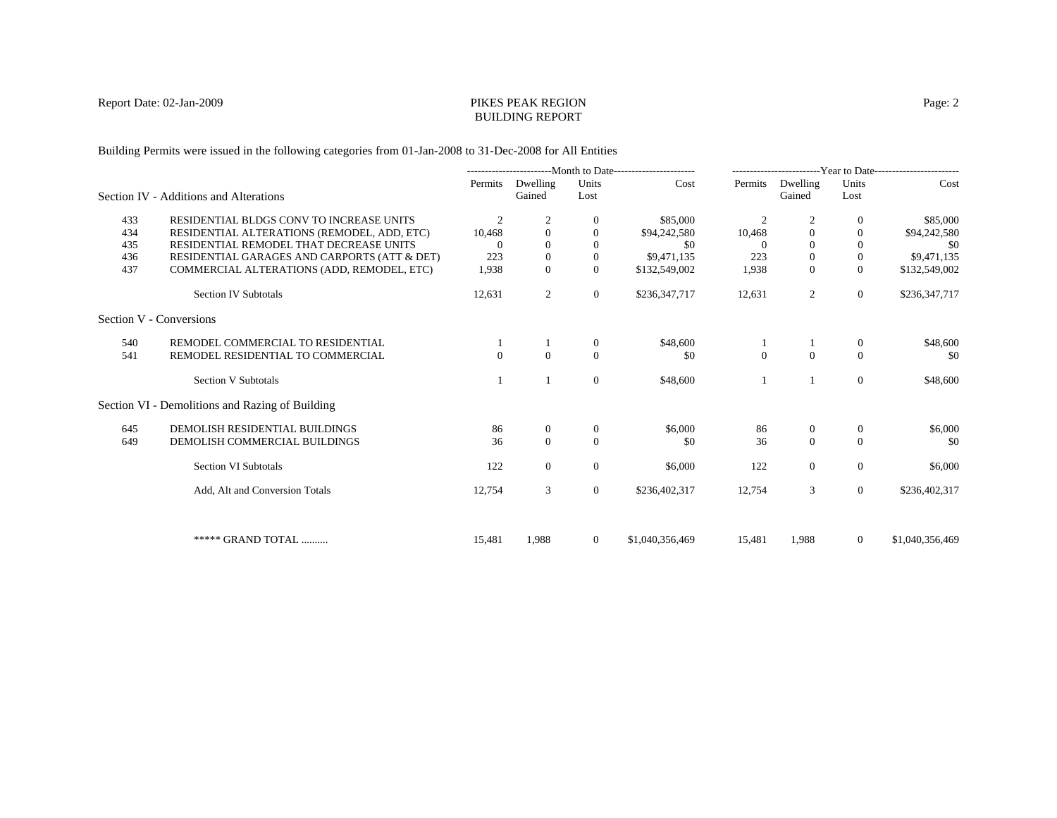# PIKES PEAK REGION
## BUILDING REPORT

Report Date: 02-Jan-2009

Building Permits were issued in the following categories from 01-Jan-2008 to 31-Dec-2008 for All Entities

| | | Month to Date | | | | Year to Date | | | |
|---|---|---|---|---|---|---|---|---|---|
| **Section IV - Additions and Alterations** | | Permits | Dwelling Gained | Units Lost | Cost | Permits | Dwelling Gained | Units Lost | Cost |
| 433 | RESIDENTIAL BLDGS CONV TO INCREASE UNITS | 2 | 2 | 0 | $85,000 | 2 | 2 | 0 | $85,000 |
| 434 | RESIDENTIAL ALTERATIONS (REMODEL, ADD, ETC) | 10,468 | 0 | 0 | $94,242,580 | 10,468 | 0 | 0 | $94,242,580 |
| 435 | RESIDENTIAL REMODEL THAT DECREASE UNITS | 0 | 0 | 0 | $0 | 0 | 0 | 0 | $0 |
| 436 | RESIDENTIAL GARAGES AND CARPORTS (ATT & DET) | 223 | 0 | 0 | $9,471,135 | 223 | 0 | 0 | $9,471,135 |
| 437 | COMMERCIAL ALTERATIONS (ADD, REMODEL, ETC) | 1,938 | 0 | 0 | $132,549,002 | 1,938 | 0 | 0 | $132,549,002 |
| | Section IV Subtotals | 12,631 | 2 | 0 | $236,347,717 | 12,631 | 2 | 0 | $236,347,717 |
| **Section V - Conversions** | | | | | | | | | |
| 540 | REMODEL COMMERCIAL TO RESIDENTIAL | 1 | 1 | 0 | $48,600 | 1 | 1 | 0 | $48,600 |
| 541 | REMODEL RESIDENTIAL TO COMMERCIAL | 0 | 0 | 0 | $0 | 0 | 0 | 0 | $0 |
| | Section V Subtotals | 1 | 1 | 0 | $48,600 | 1 | 1 | 0 | $48,600 |
| **Section VI - Demolitions and Razing of Building** | | | | | | | | | |
| 645 | DEMOLISH RESIDENTIAL BUILDINGS | 86 | 0 | 0 | $6,000 | 86 | 0 | 0 | $6,000 |
| 649 | DEMOLISH COMMERCIAL BUILDINGS | 36 | 0 | 0 | $0 | 36 | 0 | 0 | $0 |
| | Section VI Subtotals | 122 | 0 | 0 | $6,000 | 122 | 0 | 0 | $6,000 |
| | Add, Alt and Conversion Totals | 12,754 | 3 | 0 | $236,402,317 | 12,754 | 3 | 0 | $236,402,317 |
| | ***** GRAND TOTAL .......... | 15,481 | 1,988 | 0 | $1,040,356,469 | 15,481 | 1,988 | 0 | $1,040,356,469 |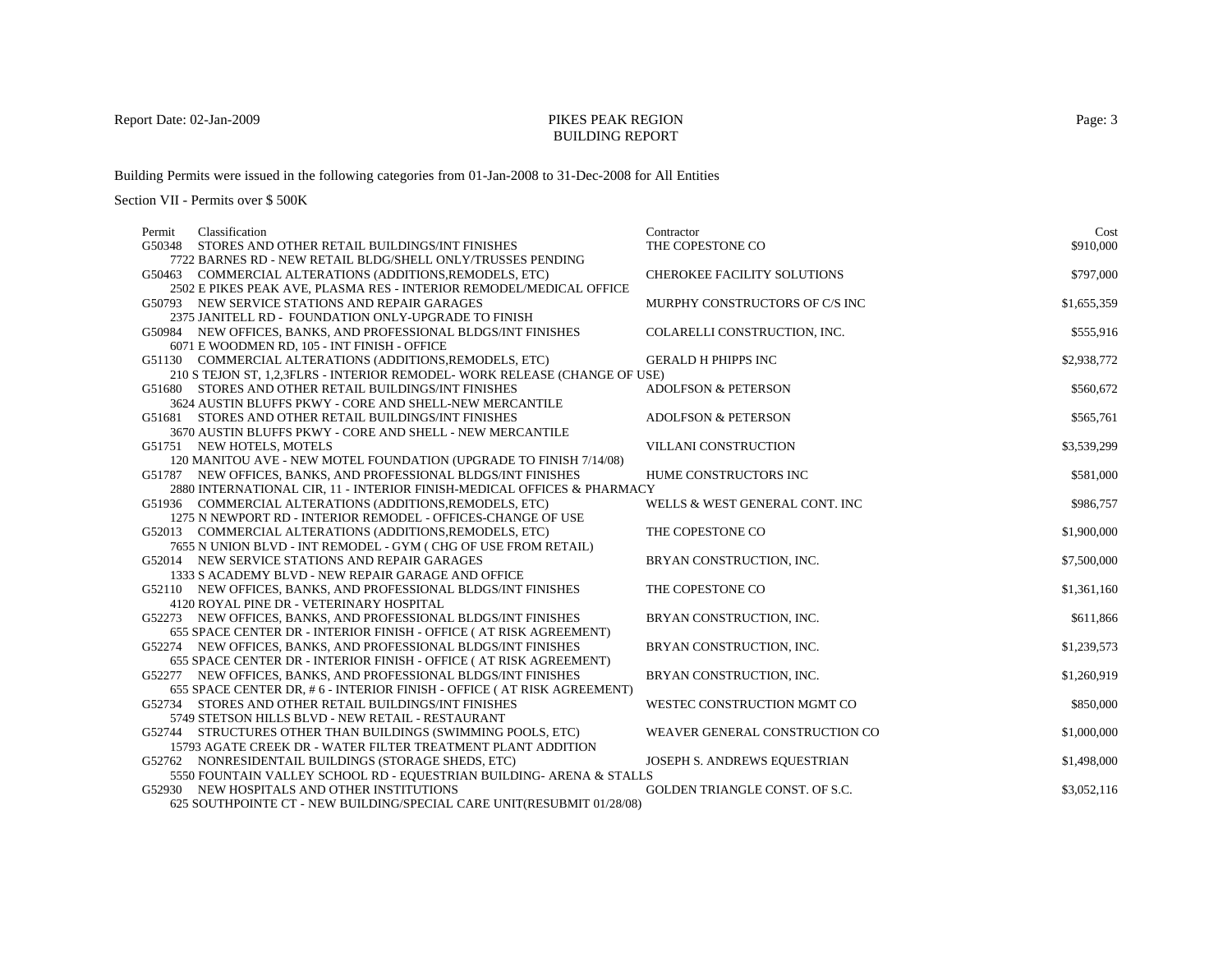Report Date: 02-Jan-2009

# PIKES PEAK REGION
## BUILDING REPORT

Building Permits were issued in the following categories from 01-Jan-2008 to 31-Dec-2008 for All Entities

Section VII - Permits over $ 500K

| Permit | Classification | Contractor | Cost |
|---|---|---|---|
| G50348 | STORES AND OTHER RETAIL BUILDINGS/INT FINISHES<br>7722 BARNES RD - NEW RETAIL BLDG/SHELL ONLY/TRUSSES PENDING | THE COPESTONE CO | $910,000 |
| G50463 | COMMERCIAL ALTERATIONS (ADDITIONS,REMODELS, ETC)<br>2502 E PIKES PEAK AVE, PLASMA RES - INTERIOR REMODEL/MEDICAL OFFICE | CHEROKEE FACILITY SOLUTIONS | $797,000 |
| G50793 | NEW SERVICE STATIONS AND REPAIR GARAGES<br>2375 JANITELL RD - FOUNDATION ONLY-UPGRADE TO FINISH | MURPHY CONSTRUCTORS OF C/S INC | $1,655,359 |
| G50984 | NEW OFFICES, BANKS, AND PROFESSIONAL BLDGS/INT FINISHES<br>6071 E WOODMEN RD, 105 - INT FINISH - OFFICE | COLARELLI CONSTRUCTION, INC. | $555,916 |
| G51130 | COMMERCIAL ALTERATIONS (ADDITIONS,REMODELS, ETC)<br>210 S TEJON ST, 1,2,3FLRS - INTERIOR REMODEL- WORK RELEASE (CHANGE OF USE) | GERALD H PHIPPS INC | $2,938,772 |
| G51680 | STORES AND OTHER RETAIL BUILDINGS/INT FINISHES<br>3624 AUSTIN BLUFFS PKWY - CORE AND SHELL-NEW MERCANTILE | ADOLFSON & PETERSON | $560,672 |
| G51681 | STORES AND OTHER RETAIL BUILDINGS/INT FINISHES<br>3670 AUSTIN BLUFFS PKWY - CORE AND SHELL - NEW MERCANTILE | ADOLFSON & PETERSON | $565,761 |
| G51751 | NEW HOTELS, MOTELS<br>120 MANITOU AVE - NEW MOTEL FOUNDATION (UPGRADE TO FINISH 7/14/08) | VILLANI CONSTRUCTION | $3,539,299 |
| G51787 | NEW OFFICES, BANKS, AND PROFESSIONAL BLDGS/INT FINISHES<br>2880 INTERNATIONAL CIR, 11 - INTERIOR FINISH-MEDICAL OFFICES & PHARMACY | HUME CONSTRUCTORS INC | $581,000 |
| G51936 | COMMERCIAL ALTERATIONS (ADDITIONS,REMODELS, ETC)<br>1275 N NEWPORT RD - INTERIOR REMODEL - OFFICES-CHANGE OF USE | WELLS & WEST GENERAL CONT. INC | $986,757 |
| G52013 | COMMERCIAL ALTERATIONS (ADDITIONS,REMODELS, ETC)<br>7655 N UNION BLVD - INT REMODEL - GYM ( CHG OF USE FROM RETAIL) | THE COPESTONE CO | $1,900,000 |
| G52014 | NEW SERVICE STATIONS AND REPAIR GARAGES<br>1333 S ACADEMY BLVD - NEW REPAIR GARAGE AND OFFICE | BRYAN CONSTRUCTION, INC. | $7,500,000 |
| G52110 | NEW OFFICES, BANKS, AND PROFESSIONAL BLDGS/INT FINISHES<br>4120 ROYAL PINE DR - VETERINARY HOSPITAL | THE COPESTONE CO | $1,361,160 |
| G52273 | NEW OFFICES, BANKS, AND PROFESSIONAL BLDGS/INT FINISHES<br>655 SPACE CENTER DR - INTERIOR FINISH - OFFICE ( AT RISK AGREEMENT) | BRYAN CONSTRUCTION, INC. | $611,866 |
| G52274 | NEW OFFICES, BANKS, AND PROFESSIONAL BLDGS/INT FINISHES<br>655 SPACE CENTER DR - INTERIOR FINISH - OFFICE ( AT RISK AGREEMENT) | BRYAN CONSTRUCTION, INC. | $1,239,573 |
| G52277 | NEW OFFICES, BANKS, AND PROFESSIONAL BLDGS/INT FINISHES<br>655 SPACE CENTER DR, # 6 - INTERIOR FINISH - OFFICE ( AT RISK AGREEMENT) | BRYAN CONSTRUCTION, INC. | $1,260,919 |
| G52734 | STORES AND OTHER RETAIL BUILDINGS/INT FINISHES<br>5749 STETSON HILLS BLVD - NEW RETAIL - RESTAURANT | WESTEC CONSTRUCTION MGMT CO | $850,000 |
| G52744 | STRUCTURES OTHER THAN BUILDINGS (SWIMMING POOLS, ETC)<br>15793 AGATE CREEK DR - WATER FILTER TREATMENT PLANT ADDITION | WEAVER GENERAL CONSTRUCTION CO | $1,000,000 |
| G52762 | NONRESIDENTAIL BUILDINGS (STORAGE SHEDS, ETC)<br>5550 FOUNTAIN VALLEY SCHOOL RD - EQUESTRIAN BUILDING- ARENA & STALLS | JOSEPH S. ANDREWS EQUESTRIAN | $1,498,000 |
| G52930 | NEW HOSPITALS AND OTHER INSTITUTIONS<br>625 SOUTHPOINTE CT - NEW BUILDING/SPECIAL CARE UNIT(RESUBMIT 01/28/08) | GOLDEN TRIANGLE CONST. OF S.C. | $3,052,116 |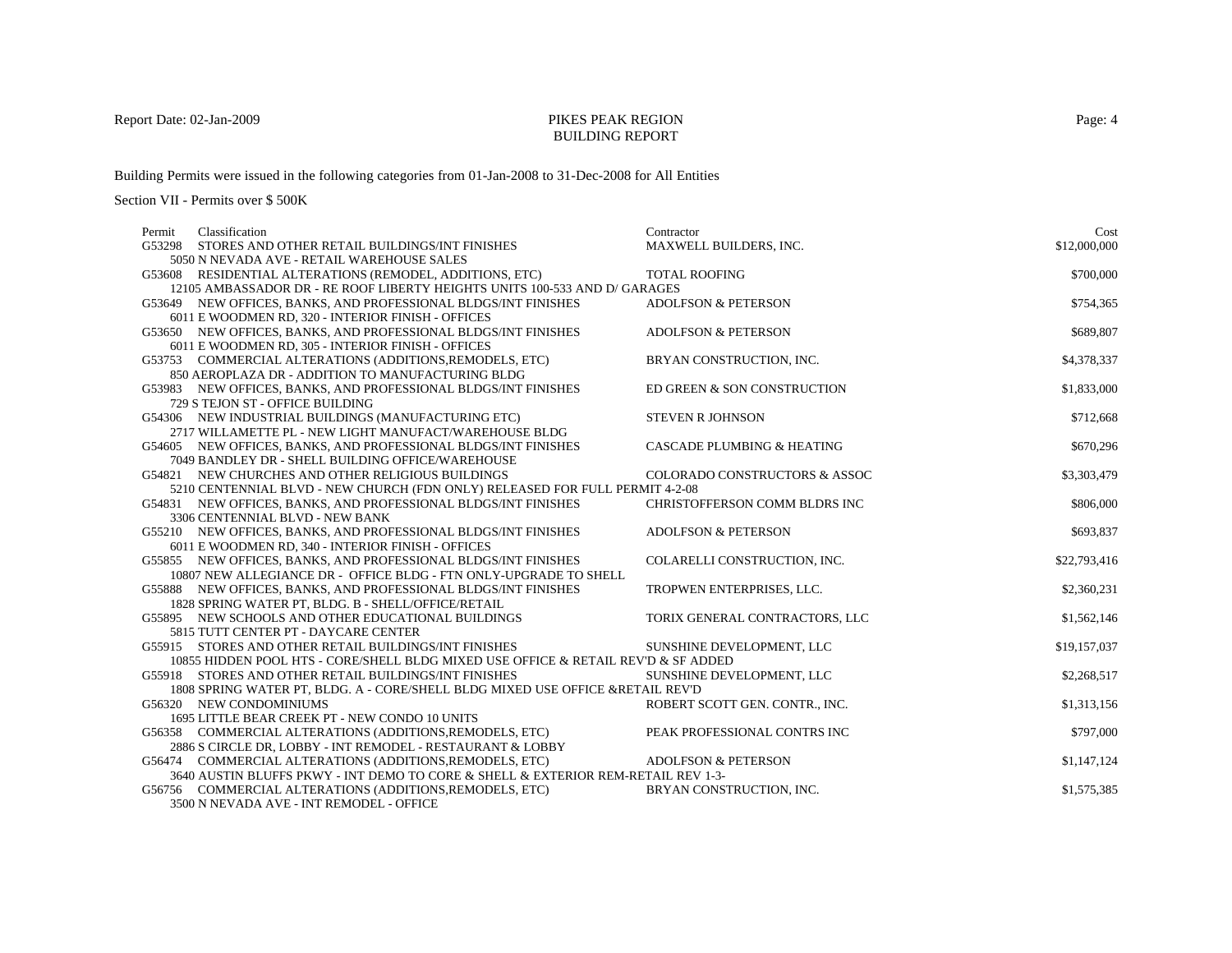# PIKES PEAK REGION
## BUILDING REPORT

Report Date: 02-Jan-2009

Building Permits were issued in the following categories from 01-Jan-2008 to 31-Dec-2008 for All Entities

Section VII - Permits over $ 500K

| Permit | Classification | Contractor | Cost |
|---|---|---|---|
| G53298 | STORES AND OTHER RETAIL BUILDINGS/INT FINISHES<br>5050 N NEVADA AVE - RETAIL WAREHOUSE SALES | MAXWELL BUILDERS, INC. | $12,000,000 |
| G53608 | RESIDENTIAL ALTERATIONS (REMODEL, ADDITIONS, ETC)<br>12105 AMBASSADOR DR - RE ROOF LIBERTY HEIGHTS UNITS 100-533 AND D/ GARAGES | TOTAL ROOFING | $700,000 |
| G53649 | NEW OFFICES, BANKS, AND PROFESSIONAL BLDGS/INT FINISHES<br>6011 E WOODMEN RD, 320 - INTERIOR FINISH - OFFICES | ADOLFSON & PETERSON | $754,365 |
| G53650 | NEW OFFICES, BANKS, AND PROFESSIONAL BLDGS/INT FINISHES<br>6011 E WOODMEN RD, 305 - INTERIOR FINISH - OFFICES | ADOLFSON & PETERSON | $689,807 |
| G53753 | COMMERCIAL ALTERATIONS (ADDITIONS,REMODELS, ETC)<br>850 AEROPLAZA DR - ADDITION TO MANUFACTURING BLDG | BRYAN CONSTRUCTION, INC. | $4,378,337 |
| G53983 | NEW OFFICES, BANKS, AND PROFESSIONAL BLDGS/INT FINISHES<br>729 S TEJON ST - OFFICE BUILDING | ED GREEN & SON CONSTRUCTION | $1,833,000 |
| G54306 | NEW INDUSTRIAL BUILDINGS (MANUFACTURING ETC)<br>2717 WILLAMETTE PL - NEW LIGHT MANUFACT/WAREHOUSE BLDG | STEVEN R JOHNSON | $712,668 |
| G54605 | NEW OFFICES, BANKS, AND PROFESSIONAL BLDGS/INT FINISHES<br>7049 BANDLEY DR - SHELL BUILDING OFFICE/WAREHOUSE | CASCADE PLUMBING & HEATING | $670,296 |
| G54821 | NEW CHURCHES AND OTHER RELIGIOUS BUILDINGS<br>5210 CENTENNIAL BLVD - NEW CHURCH (FDN ONLY) RELEASED FOR FULL PERMIT 4-2-08 | COLORADO CONSTRUCTORS & ASSOC | $3,303,479 |
| G54831 | NEW OFFICES, BANKS, AND PROFESSIONAL BLDGS/INT FINISHES<br>3306 CENTENNIAL BLVD - NEW BANK | CHRISTOFFERSON COMM BLDRS INC | $806,000 |
| G55210 | NEW OFFICES, BANKS, AND PROFESSIONAL BLDGS/INT FINISHES<br>6011 E WOODMEN RD, 340 - INTERIOR FINISH - OFFICES | ADOLFSON & PETERSON | $693,837 |
| G55855 | NEW OFFICES, BANKS, AND PROFESSIONAL BLDGS/INT FINISHES<br>10807 NEW ALLEGIANCE DR - OFFICE BLDG - FTN ONLY-UPGRADE TO SHELL | COLARELLI CONSTRUCTION, INC. | $22,793,416 |
| G55888 | NEW OFFICES, BANKS, AND PROFESSIONAL BLDGS/INT FINISHES<br>1828 SPRING WATER PT, BLDG. B - SHELL/OFFICE/RETAIL | TROPWEN ENTERPRISES, LLC. | $2,360,231 |
| G55895 | NEW SCHOOLS AND OTHER EDUCATIONAL BUILDINGS<br>5815 TUTT CENTER PT - DAYCARE CENTER | TORIX GENERAL CONTRACTORS, LLC | $1,562,146 |
| G55915 | STORES AND OTHER RETAIL BUILDINGS/INT FINISHES<br>10855 HIDDEN POOL HTS - CORE/SHELL BLDG MIXED USE OFFICE & RETAIL REV'D & SF ADDED | SUNSHINE DEVELOPMENT, LLC | $19,157,037 |
| G55918 | STORES AND OTHER RETAIL BUILDINGS/INT FINISHES<br>1808 SPRING WATER PT, BLDG. A - CORE/SHELL BLDG MIXED USE OFFICE &RETAIL REV'D | SUNSHINE DEVELOPMENT, LLC | $2,268,517 |
| G56320 | NEW CONDOMINIUMS<br>1695 LITTLE BEAR CREEK PT - NEW CONDO 10 UNITS | ROBERT SCOTT GEN. CONTR., INC. | $1,313,156 |
| G56358 | COMMERCIAL ALTERATIONS (ADDITIONS,REMODELS, ETC)<br>2886 S CIRCLE DR, LOBBY - INT REMODEL - RESTAURANT & LOBBY | PEAK PROFESSIONAL CONTRS INC | $797,000 |
| G56474 | COMMERCIAL ALTERATIONS (ADDITIONS,REMODELS, ETC)<br>3640 AUSTIN BLUFFS PKWY - INT DEMO TO CORE & SHELL & EXTERIOR REM-RETAIL REV 1-3- | ADOLFSON & PETERSON | $1,147,124 |
| G56756 | COMMERCIAL ALTERATIONS (ADDITIONS,REMODELS, ETC)<br>3500 N NEVADA AVE - INT REMODEL - OFFICE | BRYAN CONSTRUCTION, INC. | $1,575,385 |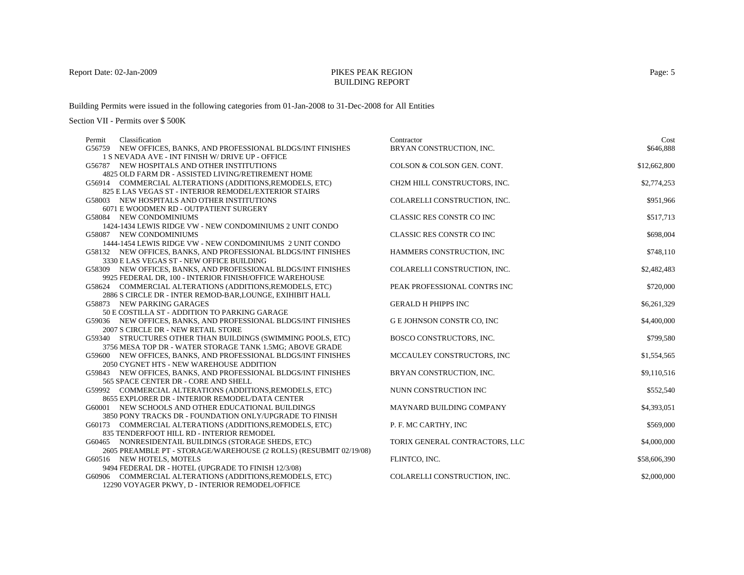Report Date: 02-Jan-2009

# PIKES PEAK REGION
## BUILDING REPORT

Building Permits were issued in the following categories from 01-Jan-2008 to 31-Dec-2008 for All Entities

Section VII - Permits over $ 500K

| Permit | Classification | Contractor | Cost |
|---|---|---|---|
| G56759 | NEW OFFICES, BANKS, AND PROFESSIONAL BLDGS/INT FINISHES<br>1 S NEVADA AVE - INT FINISH W/ DRIVE UP - OFFICE | BRYAN CONSTRUCTION, INC. | $646,888 |
| G56787 | NEW HOSPITALS AND OTHER INSTITUTIONS<br>4825 OLD FARM DR - ASSISTED LIVING/RETIREMENT HOME | COLSON & COLSON GEN. CONT. | $12,662,800 |
| G56914 | COMMERCIAL ALTERATIONS (ADDITIONS,REMODELS, ETC)<br>825 E LAS VEGAS ST - INTERIOR REMODEL/EXTERIOR STAIRS | CH2M HILL CONSTRUCTORS, INC. | $2,774,253 |
| G58003 | NEW HOSPITALS AND OTHER INSTITUTIONS<br>6071 E WOODMEN RD - OUTPATIENT SURGERY | COLARELLI CONSTRUCTION, INC. | $951,966 |
| G58084 | NEW CONDOMINIUMS<br>1424-1434 LEWIS RIDGE VW - NEW CONDOMINIUMS 2 UNIT CONDO | CLASSIC RES CONSTR CO INC | $517,713 |
| G58087 | NEW CONDOMINIUMS<br>1444-1454 LEWIS RIDGE VW - NEW CONDOMINIUMS 2 UNIT CONDO | CLASSIC RES CONSTR CO INC | $698,004 |
| G58132 | NEW OFFICES, BANKS, AND PROFESSIONAL BLDGS/INT FINISHES<br>3330 E LAS VEGAS ST - NEW OFFICE BUILDING | HAMMERS CONSTRUCTION, INC | $748,110 |
| G58309 | NEW OFFICES, BANKS, AND PROFESSIONAL BLDGS/INT FINISHES<br>9925 FEDERAL DR, 100 - INTERIOR FINISH/OFFICE WAREHOUSE | COLARELLI CONSTRUCTION, INC. | $2,482,483 |
| G58624 | COMMERCIAL ALTERATIONS (ADDITIONS,REMODELS, ETC)<br>2886 S CIRCLE DR - INTER REMOD-BAR,LOUNGE, EXIHIBIT HALL | PEAK PROFESSIONAL CONTRS INC | $720,000 |
| G58873 | NEW PARKING GARAGES<br>50 E COSTILLA ST - ADDITION TO PARKING GARAGE | GERALD H PHIPPS INC | $6,261,329 |
| G59036 | NEW OFFICES, BANKS, AND PROFESSIONAL BLDGS/INT FINISHES<br>2007 S CIRCLE DR - NEW RETAIL STORE | G E JOHNSON CONSTR CO, INC | $4,400,000 |
| G59340 | STRUCTURES OTHER THAN BUILDINGS (SWIMMING POOLS, ETC)<br>3756 MESA TOP DR - WATER STORAGE TANK 1.5MG; ABOVE GRADE | BOSCO CONSTRUCTORS, INC. | $799,580 |
| G59600 | NEW OFFICES, BANKS, AND PROFESSIONAL BLDGS/INT FINISHES<br>2050 CYGNET HTS - NEW WAREHOUSE ADDITION | MCCAULEY CONSTRUCTORS, INC | $1,554,565 |
| G59843 | NEW OFFICES, BANKS, AND PROFESSIONAL BLDGS/INT FINISHES<br>565 SPACE CENTER DR - CORE AND SHELL | BRYAN CONSTRUCTION, INC. | $9,110,516 |
| G59992 | COMMERCIAL ALTERATIONS (ADDITIONS,REMODELS, ETC)<br>8655 EXPLORER DR - INTERIOR REMODEL/DATA CENTER | NUNN CONSTRUCTION INC | $552,540 |
| G60001 | NEW SCHOOLS AND OTHER EDUCATIONAL BUILDINGS<br>3850 PONY TRACKS DR - FOUNDATION ONLY/UPGRADE TO FINISH | MAYNARD BUILDING COMPANY | $4,393,051 |
| G60173 | COMMERCIAL ALTERATIONS (ADDITIONS,REMODELS, ETC)<br>835 TENDERFOOT HILL RD - INTERIOR REMODEL | P. F. MC CARTHY, INC | $569,000 |
| G60465 | NONRESIDENTAIL BUILDINGS (STORAGE SHEDS, ETC)<br>2605 PREAMBLE PT - STORAGE/WAREHOUSE (2 ROLLS) (RESUBMIT 02/19/08) | TORIX GENERAL CONTRACTORS, LLC | $4,000,000 |
| G60516 | NEW HOTELS, MOTELS<br>9494 FEDERAL DR - HOTEL (UPGRADE TO FINISH 12/3/08) | FLINTCO, INC. | $58,606,390 |
| G60906 | COMMERCIAL ALTERATIONS (ADDITIONS,REMODELS, ETC)<br>12290 VOYAGER PKWY, D - INTERIOR REMODEL/OFFICE | COLARELLI CONSTRUCTION, INC. | $2,000,000 |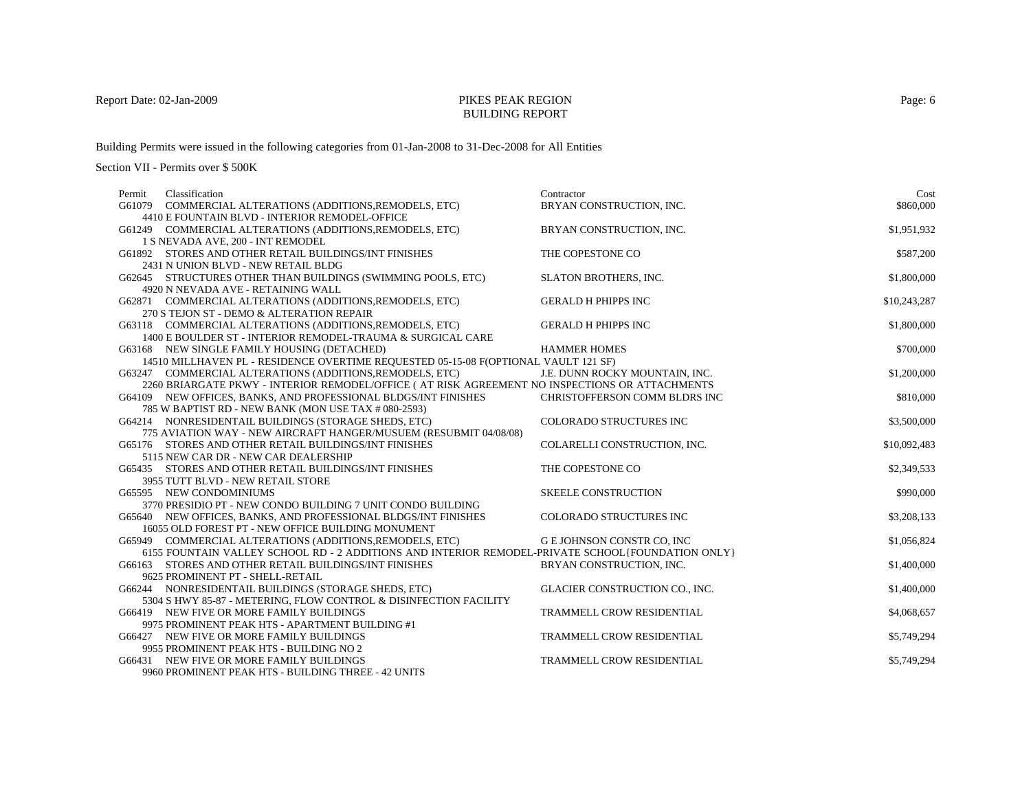Report Date: 02-Jan-2009

# PIKES PEAK REGION
## BUILDING REPORT

Building Permits were issued in the following categories from 01-Jan-2008 to 31-Dec-2008 for All Entities

Section VII - Permits over $ 500K

| Permit | Classification | Contractor | Cost |
|---|---|---|---|
| G61079 | COMMERCIAL ALTERATIONS (ADDITIONS,REMODELS, ETC)<br>4410 E FOUNTAIN BLVD - INTERIOR REMODEL-OFFICE | BRYAN CONSTRUCTION, INC. | $860,000 |
| G61249 | COMMERCIAL ALTERATIONS (ADDITIONS,REMODELS, ETC)<br>1 S NEVADA AVE, 200 - INT REMODEL | BRYAN CONSTRUCTION, INC. | $1,951,932 |
| G61892 | STORES AND OTHER RETAIL BUILDINGS/INT FINISHES<br>2431 N UNION BLVD - NEW RETAIL BLDG | THE COPESTONE CO | $587,200 |
| G62645 | STRUCTURES OTHER THAN BUILDINGS (SWIMMING POOLS, ETC)<br>4920 N NEVADA AVE - RETAINING WALL | SLATON BROTHERS, INC. | $1,800,000 |
| G62871 | COMMERCIAL ALTERATIONS (ADDITIONS,REMODELS, ETC)<br>270 S TEJON ST - DEMO & ALTERATION REPAIR | GERALD H PHIPPS INC | $10,243,287 |
| G63118 | COMMERCIAL ALTERATIONS (ADDITIONS,REMODELS, ETC)<br>1400 E BOULDER ST - INTERIOR REMODEL-TRAUMA & SURGICAL CARE | GERALD H PHIPPS INC | $1,800,000 |
| G63168 | NEW SINGLE FAMILY HOUSING (DETACHED)<br>14510 MILLHAVEN PL - RESIDENCE OVERTIME REQUESTED 05-15-08 F(OPTIONAL VAULT 121 SF) | HAMMER HOMES | $700,000 |
| G63247 | COMMERCIAL ALTERATIONS (ADDITIONS,REMODELS, ETC)<br>2260 BRIARGATE PKWY - INTERIOR REMODEL/OFFICE ( AT RISK AGREEMENT NO INSPECTIONS OR ATTACHMENTS | J.E. DUNN ROCKY MOUNTAIN, INC. | $1,200,000 |
| G64109 | NEW OFFICES, BANKS, AND PROFESSIONAL BLDGS/INT FINISHES<br>785 W BAPTIST RD - NEW BANK (MON USE TAX # 080-2593) | CHRISTOFFERSON COMM BLDRS INC | $810,000 |
| G64214 | NONRESIDENTAIL BUILDINGS (STORAGE SHEDS, ETC)<br>775 AVIATION WAY - NEW AIRCRAFT HANGER/MUSUEM (RESUBMIT 04/08/08) | COLORADO STRUCTURES INC | $3,500,000 |
| G65176 | STORES AND OTHER RETAIL BUILDINGS/INT FINISHES<br>5115 NEW CAR DR - NEW CAR DEALERSHIP | COLARELLI CONSTRUCTION, INC. | $10,092,483 |
| G65435 | STORES AND OTHER RETAIL BUILDINGS/INT FINISHES<br>3955 TUTT BLVD - NEW RETAIL STORE | THE COPESTONE CO | $2,349,533 |
| G65595 | NEW CONDOMINIUMS<br>3770 PRESIDIO PT - NEW CONDO BUILDING 7 UNIT CONDO BUILDING | SKEELE CONSTRUCTION | $990,000 |
| G65640 | NEW OFFICES, BANKS, AND PROFESSIONAL BLDGS/INT FINISHES<br>16055 OLD FOREST PT - NEW OFFICE BUILDING MONUMENT | COLORADO STRUCTURES INC | $3,208,133 |
| G65949 | COMMERCIAL ALTERATIONS (ADDITIONS,REMODELS, ETC)<br>6155 FOUNTAIN VALLEY SCHOOL RD - 2 ADDITIONS AND INTERIOR REMODEL-PRIVATE SCHOOL{FOUNDATION ONLY} | G E JOHNSON CONSTR CO, INC | $1,056,824 |
| G66163 | STORES AND OTHER RETAIL BUILDINGS/INT FINISHES<br>9625 PROMINENT PT - SHELL-RETAIL | BRYAN CONSTRUCTION, INC. | $1,400,000 |
| G66244 | NONRESIDENTAIL BUILDINGS (STORAGE SHEDS, ETC)<br>5304 S HWY 85-87 - METERING, FLOW CONTROL & DISINFECTION FACILITY | GLACIER CONSTRUCTION CO., INC. | $1,400,000 |
| G66419 | NEW FIVE OR MORE FAMILY BUILDINGS<br>9975 PROMINENT PEAK HTS - APARTMENT BUILDING #1 | TRAMMELL CROW RESIDENTIAL | $4,068,657 |
| G66427 | NEW FIVE OR MORE FAMILY BUILDINGS<br>9955 PROMINENT PEAK HTS - BUILDING NO 2 | TRAMMELL CROW RESIDENTIAL | $5,749,294 |
| G66431 | NEW FIVE OR MORE FAMILY BUILDINGS<br>9960 PROMINENT PEAK HTS - BUILDING THREE - 42 UNITS | TRAMMELL CROW RESIDENTIAL | $5,749,294 |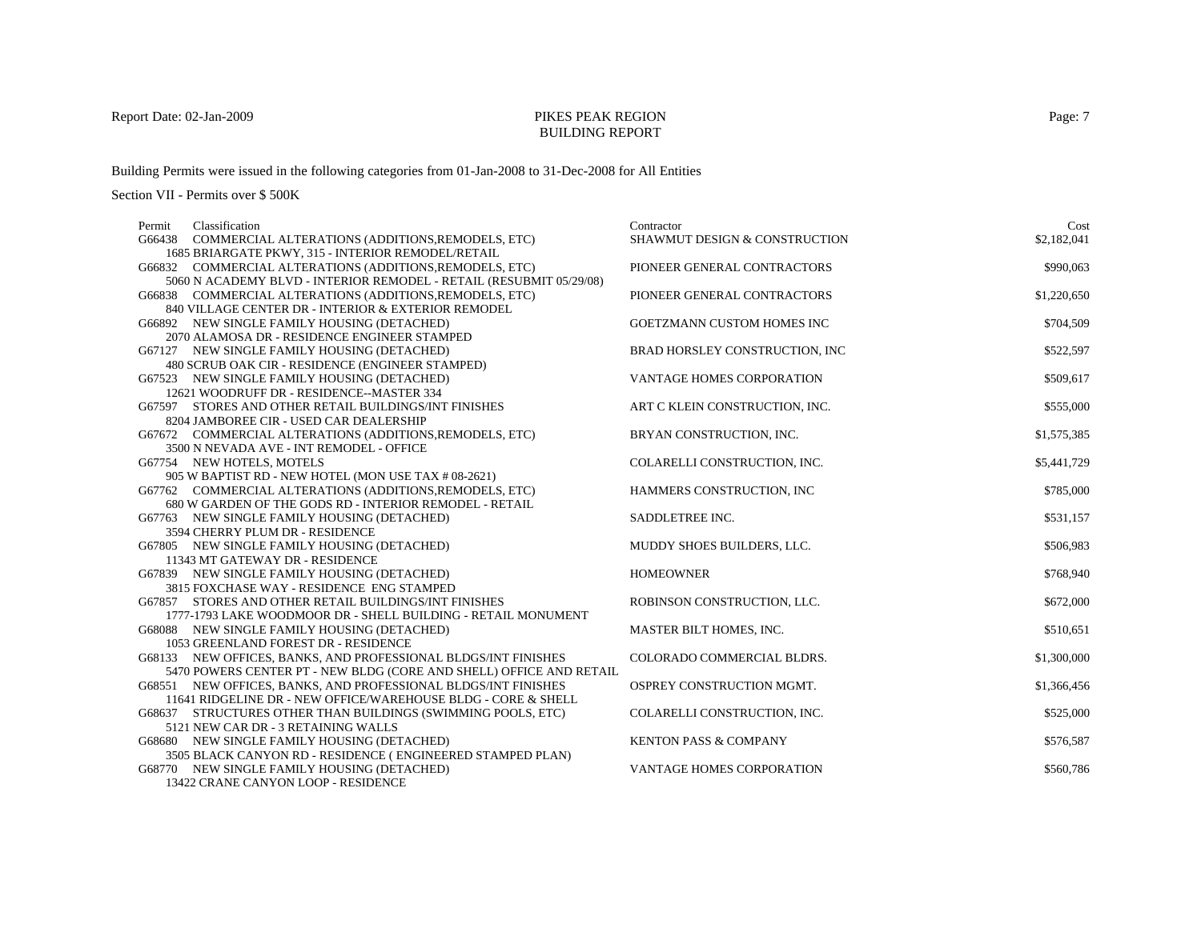# PIKES PEAK REGION
## BUILDING REPORT

Report Date: 02-Jan-2009

Building Permits were issued in the following categories from 01-Jan-2008 to 31-Dec-2008 for All Entities

Section VII - Permits over $ 500K

| Permit | Classification | Contractor | Cost |
|---|---|---|---|
| G66438 | COMMERCIAL ALTERATIONS (ADDITIONS,REMODELS, ETC)<br>1685 BRIARGATE PKWY, 315 - INTERIOR REMODEL/RETAIL | SHAWMUT DESIGN & CONSTRUCTION | $2,182,041 |
| G66832 | COMMERCIAL ALTERATIONS (ADDITIONS,REMODELS, ETC)<br>5060 N ACADEMY BLVD - INTERIOR REMODEL - RETAIL (RESUBMIT 05/29/08) | PIONEER GENERAL CONTRACTORS | $990,063 |
| G66838 | COMMERCIAL ALTERATIONS (ADDITIONS,REMODELS, ETC)<br>840 VILLAGE CENTER DR - INTERIOR & EXTERIOR REMODEL | PIONEER GENERAL CONTRACTORS | $1,220,650 |
| G66892 | NEW SINGLE FAMILY HOUSING (DETACHED)<br>2070 ALAMOSA DR - RESIDENCE ENGINEER STAMPED | GOETZMANN CUSTOM HOMES INC | $704,509 |
| G67127 | NEW SINGLE FAMILY HOUSING (DETACHED)<br>480 SCRUB OAK CIR - RESIDENCE (ENGINEER STAMPED) | BRAD HORSLEY CONSTRUCTION, INC | $522,597 |
| G67523 | NEW SINGLE FAMILY HOUSING (DETACHED)<br>12621 WOODRUFF DR - RESIDENCE--MASTER 334 | VANTAGE HOMES CORPORATION | $509,617 |
| G67597 | STORES AND OTHER RETAIL BUILDINGS/INT FINISHES<br>8204 JAMBOREE CIR - USED CAR DEALERSHIP | ART C KLEIN CONSTRUCTION, INC. | $555,000 |
| G67672 | COMMERCIAL ALTERATIONS (ADDITIONS,REMODELS, ETC)<br>3500 N NEVADA AVE - INT REMODEL - OFFICE | BRYAN CONSTRUCTION, INC. | $1,575,385 |
| G67754 | NEW HOTELS, MOTELS<br>905 W BAPTIST RD - NEW HOTEL (MON USE TAX # 08-2621) | COLARELLI CONSTRUCTION, INC. | $5,441,729 |
| G67762 | COMMERCIAL ALTERATIONS (ADDITIONS,REMODELS, ETC)<br>680 W GARDEN OF THE GODS RD - INTERIOR REMODEL - RETAIL | HAMMERS CONSTRUCTION, INC | $785,000 |
| G67763 | NEW SINGLE FAMILY HOUSING (DETACHED)<br>3594 CHERRY PLUM DR - RESIDENCE | SADDLETREE INC. | $531,157 |
| G67805 | NEW SINGLE FAMILY HOUSING (DETACHED)<br>11343 MT GATEWAY DR - RESIDENCE | MUDDY SHOES BUILDERS, LLC. | $506,983 |
| G67839 | NEW SINGLE FAMILY HOUSING (DETACHED)<br>3815 FOXCHASE WAY - RESIDENCE ENG STAMPED | HOMEOWNER | $768,940 |
| G67857 | STORES AND OTHER RETAIL BUILDINGS/INT FINISHES<br>1777-1793 LAKE WOODMOOR DR - SHELL BUILDING - RETAIL MONUMENT | ROBINSON CONSTRUCTION, LLC. | $672,000 |
| G68088 | NEW SINGLE FAMILY HOUSING (DETACHED)<br>1053 GREENLAND FOREST DR - RESIDENCE | MASTER BILT HOMES, INC. | $510,651 |
| G68133 | NEW OFFICES, BANKS, AND PROFESSIONAL BLDGS/INT FINISHES<br>5470 POWERS CENTER PT - NEW BLDG (CORE AND SHELL) OFFICE AND RETAIL | COLORADO COMMERCIAL BLDRS. | $1,300,000 |
| G68551 | NEW OFFICES, BANKS, AND PROFESSIONAL BLDGS/INT FINISHES<br>11641 RIDGELINE DR - NEW OFFICE/WAREHOUSE BLDG - CORE & SHELL | OSPREY CONSTRUCTION MGMT. | $1,366,456 |
| G68637 | STRUCTURES OTHER THAN BUILDINGS (SWIMMING POOLS, ETC)<br>5121 NEW CAR DR - 3 RETAINING WALLS | COLARELLI CONSTRUCTION, INC. | $525,000 |
| G68680 | NEW SINGLE FAMILY HOUSING (DETACHED)<br>3505 BLACK CANYON RD - RESIDENCE ( ENGINEERED STAMPED PLAN) | KENTON PASS & COMPANY | $576,587 |
| G68770 | NEW SINGLE FAMILY HOUSING (DETACHED)<br>13422 CRANE CANYON LOOP - RESIDENCE | VANTAGE HOMES CORPORATION | $560,786 |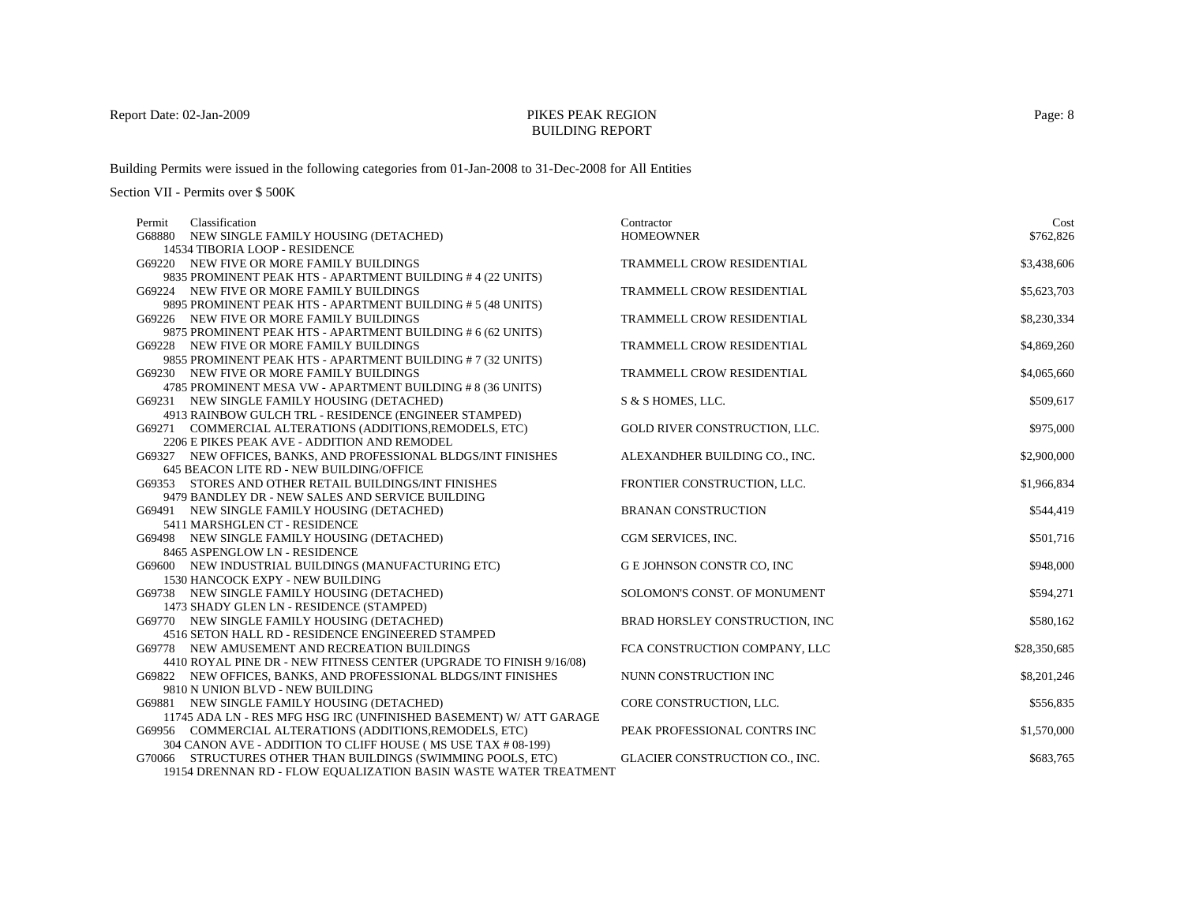PIKES PEAK REGION
BUILDING REPORT

Report Date: 02-Jan-2009

Building Permits were issued in the following categories from 01-Jan-2008 to 31-Dec-2008 for All Entities

Section VII - Permits over $ 500K

| Permit | Classification | Contractor | Cost |
|---|---|---|---|
| G68880 | NEW SINGLE FAMILY HOUSING (DETACHED)<br>14534 TIBORIA LOOP - RESIDENCE | HOMEOWNER | $762,826 |
| G69220 | NEW FIVE OR MORE FAMILY BUILDINGS<br>9835 PROMINENT PEAK HTS - APARTMENT BUILDING # 4 (22 UNITS) | TRAMMELL CROW RESIDENTIAL | $3,438,606 |
| G69224 | NEW FIVE OR MORE FAMILY BUILDINGS<br>9895 PROMINENT PEAK HTS - APARTMENT BUILDING # 5 (48 UNITS) | TRAMMELL CROW RESIDENTIAL | $5,623,703 |
| G69226 | NEW FIVE OR MORE FAMILY BUILDINGS<br>9875 PROMINENT PEAK HTS - APARTMENT BUILDING # 6 (62 UNITS) | TRAMMELL CROW RESIDENTIAL | $8,230,334 |
| G69228 | NEW FIVE OR MORE FAMILY BUILDINGS<br>9855 PROMINENT PEAK HTS - APARTMENT BUILDING # 7 (32 UNITS) | TRAMMELL CROW RESIDENTIAL | $4,869,260 |
| G69230 | NEW FIVE OR MORE FAMILY BUILDINGS<br>4785 PROMINENT MESA VW - APARTMENT BUILDING # 8 (36 UNITS) | TRAMMELL CROW RESIDENTIAL | $4,065,660 |
| G69231 | NEW SINGLE FAMILY HOUSING (DETACHED)<br>4913 RAINBOW GULCH TRL - RESIDENCE (ENGINEER STAMPED) | S & S HOMES, LLC. | $509,617 |
| G69271 | COMMERCIAL ALTERATIONS (ADDITIONS,REMODELS, ETC)<br>2206 E PIKES PEAK AVE - ADDITION AND REMODEL | GOLD RIVER CONSTRUCTION, LLC. | $975,000 |
| G69327 | NEW OFFICES, BANKS, AND PROFESSIONAL BLDGS/INT FINISHES<br>645 BEACON LITE RD - NEW BUILDING/OFFICE | ALEXANDHER BUILDING CO., INC. | $2,900,000 |
| G69353 | STORES AND OTHER RETAIL BUILDINGS/INT FINISHES<br>9479 BANDLEY DR - NEW SALES AND SERVICE BUILDING | FRONTIER CONSTRUCTION, LLC. | $1,966,834 |
| G69491 | NEW SINGLE FAMILY HOUSING (DETACHED)<br>5411 MARSHGLEN CT - RESIDENCE | BRANAN CONSTRUCTION | $544,419 |
| G69498 | NEW SINGLE FAMILY HOUSING (DETACHED)<br>8465 ASPENGLOW LN - RESIDENCE | CGM SERVICES, INC. | $501,716 |
| G69600 | NEW INDUSTRIAL BUILDINGS (MANUFACTURING ETC)<br>1530 HANCOCK EXPY - NEW BUILDING | G E JOHNSON CONSTR CO, INC | $948,000 |
| G69738 | NEW SINGLE FAMILY HOUSING (DETACHED)<br>1473 SHADY GLEN LN - RESIDENCE (STAMPED) | SOLOMON'S CONST. OF MONUMENT | $594,271 |
| G69770 | NEW SINGLE FAMILY HOUSING (DETACHED)<br>4516 SETON HALL RD - RESIDENCE ENGINEERED STAMPED | BRAD HORSLEY CONSTRUCTION, INC | $580,162 |
| G69778 | NEW AMUSEMENT AND RECREATION BUILDINGS<br>4410 ROYAL PINE DR - NEW FITNESS CENTER (UPGRADE TO FINISH 9/16/08) | FCA CONSTRUCTION COMPANY, LLC | $28,350,685 |
| G69822 | NEW OFFICES, BANKS, AND PROFESSIONAL BLDGS/INT FINISHES<br>9810 N UNION BLVD - NEW BUILDING | NUNN CONSTRUCTION INC | $8,201,246 |
| G69881 | NEW SINGLE FAMILY HOUSING (DETACHED)<br>11745 ADA LN - RES MFG HSG IRC (UNFINISHED BASEMENT) W/ ATT GARAGE | CORE CONSTRUCTION, LLC. | $556,835 |
| G69956 | COMMERCIAL ALTERATIONS (ADDITIONS,REMODELS, ETC)<br>304 CANON AVE - ADDITION TO CLIFF HOUSE ( MS USE TAX # 08-199) | PEAK PROFESSIONAL CONTRS INC | $1,570,000 |
| G70066 | STRUCTURES OTHER THAN BUILDINGS (SWIMMING POOLS, ETC)<br>19154 DRENNAN RD - FLOW EQUALIZATION BASIN WASTE WATER TREATMENT | GLACIER CONSTRUCTION CO., INC. | $683,765 |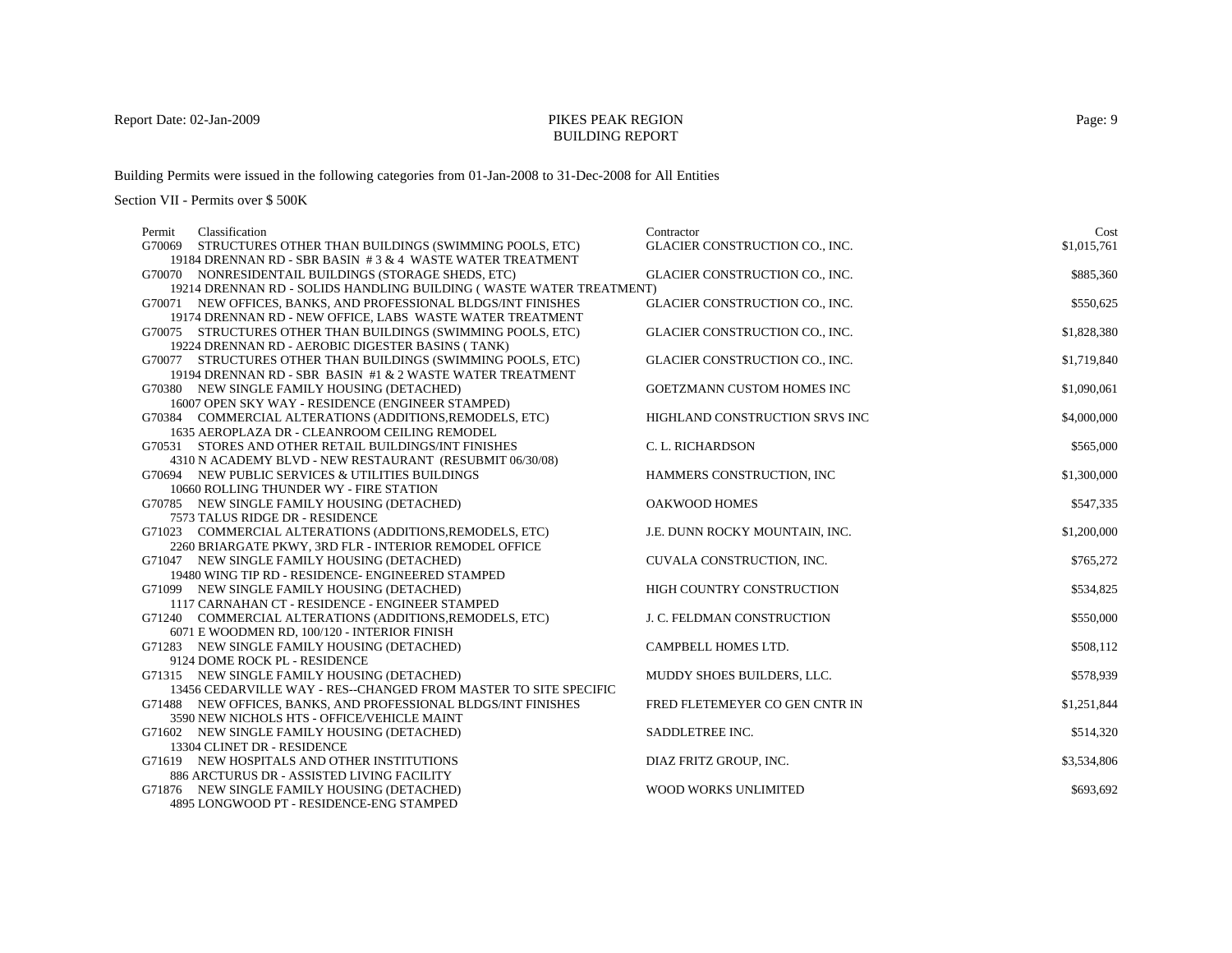# PIKES PEAK REGION
## BUILDING REPORT

Report Date: 02-Jan-2009

Building Permits were issued in the following categories from 01-Jan-2008 to 31-Dec-2008 for All Entities

Section VII - Permits over $ 500K

| Permit | Classification | Contractor | Cost |
|---|---|---|---|
| G70069 | STRUCTURES OTHER THAN BUILDINGS (SWIMMING POOLS, ETC)<br>19184 DRENNAN RD - SBR BASIN # 3 & 4 WASTE WATER TREATMENT | GLACIER CONSTRUCTION CO., INC. | $1,015,761 |
| G70070 | NONRESIDENTAIL BUILDINGS (STORAGE SHEDS, ETC)<br>19214 DRENNAN RD - SOLIDS HANDLING BUILDING ( WASTE WATER TREATMENT) | GLACIER CONSTRUCTION CO., INC. | $885,360 |
| G70071 | NEW OFFICES, BANKS, AND PROFESSIONAL BLDGS/INT FINISHES<br>19174 DRENNAN RD - NEW OFFICE, LABS WASTE WATER TREATMENT | GLACIER CONSTRUCTION CO., INC. | $550,625 |
| G70075 | STRUCTURES OTHER THAN BUILDINGS (SWIMMING POOLS, ETC)<br>19224 DRENNAN RD - AEROBIC DIGESTER BASINS ( TANK) | GLACIER CONSTRUCTION CO., INC. | $1,828,380 |
| G70077 | STRUCTURES OTHER THAN BUILDINGS (SWIMMING POOLS, ETC)<br>19194 DRENNAN RD - SBR BASIN #1 & 2 WASTE WATER TREATMENT | GLACIER CONSTRUCTION CO., INC. | $1,719,840 |
| G70380 | NEW SINGLE FAMILY HOUSING (DETACHED)<br>16007 OPEN SKY WAY - RESIDENCE (ENGINEER STAMPED) | GOETZMANN CUSTOM HOMES INC | $1,090,061 |
| G70384 | COMMERCIAL ALTERATIONS (ADDITIONS,REMODELS, ETC)<br>1635 AEROPLAZA DR - CLEANROOM CEILING REMODEL | HIGHLAND CONSTRUCTION SRVS INC | $4,000,000 |
| G70531 | STORES AND OTHER RETAIL BUILDINGS/INT FINISHES<br>4310 N ACADEMY BLVD - NEW RESTAURANT (RESUBMIT 06/30/08) | C. L. RICHARDSON | $565,000 |
| G70694 | NEW PUBLIC SERVICES & UTILITIES BUILDINGS<br>10660 ROLLING THUNDER WY - FIRE STATION | HAMMERS CONSTRUCTION, INC | $1,300,000 |
| G70785 | NEW SINGLE FAMILY HOUSING (DETACHED)<br>7573 TALUS RIDGE DR - RESIDENCE | OAKWOOD HOMES | $547,335 |
| G71023 | COMMERCIAL ALTERATIONS (ADDITIONS,REMODELS, ETC)<br>2260 BRIARGATE PKWY, 3RD FLR - INTERIOR REMODEL OFFICE | J.E. DUNN ROCKY MOUNTAIN, INC. | $1,200,000 |
| G71047 | NEW SINGLE FAMILY HOUSING (DETACHED)<br>19480 WING TIP RD - RESIDENCE- ENGINEERED STAMPED | CUVALA CONSTRUCTION, INC. | $765,272 |
| G71099 | NEW SINGLE FAMILY HOUSING (DETACHED)<br>1117 CARNAHAN CT - RESIDENCE - ENGINEER STAMPED | HIGH COUNTRY CONSTRUCTION | $534,825 |
| G71240 | COMMERCIAL ALTERATIONS (ADDITIONS,REMODELS, ETC)<br>6071 E WOODMEN RD, 100/120 - INTERIOR FINISH | J. C. FELDMAN CONSTRUCTION | $550,000 |
| G71283 | NEW SINGLE FAMILY HOUSING (DETACHED)<br>9124 DOME ROCK PL - RESIDENCE | CAMPBELL HOMES LTD. | $508,112 |
| G71315 | NEW SINGLE FAMILY HOUSING (DETACHED)<br>13456 CEDARVILLE WAY - RES--CHANGED FROM MASTER TO SITE SPECIFIC | MUDDY SHOES BUILDERS, LLC. | $578,939 |
| G71488 | NEW OFFICES, BANKS, AND PROFESSIONAL BLDGS/INT FINISHES<br>3590 NEW NICHOLS HTS - OFFICE/VEHICLE MAINT | FRED FLETEMEYER CO GEN CNTR IN | $1,251,844 |
| G71602 | NEW SINGLE FAMILY HOUSING (DETACHED)<br>13304 CLINET DR - RESIDENCE | SADDLETREE INC. | $514,320 |
| G71619 | NEW HOSPITALS AND OTHER INSTITUTIONS<br>886 ARCTURUS DR - ASSISTED LIVING FACILITY | DIAZ FRITZ GROUP, INC. | $3,534,806 |
| G71876 | NEW SINGLE FAMILY HOUSING (DETACHED)<br>4895 LONGWOOD PT - RESIDENCE-ENG STAMPED | WOOD WORKS UNLIMITED | $693,692 |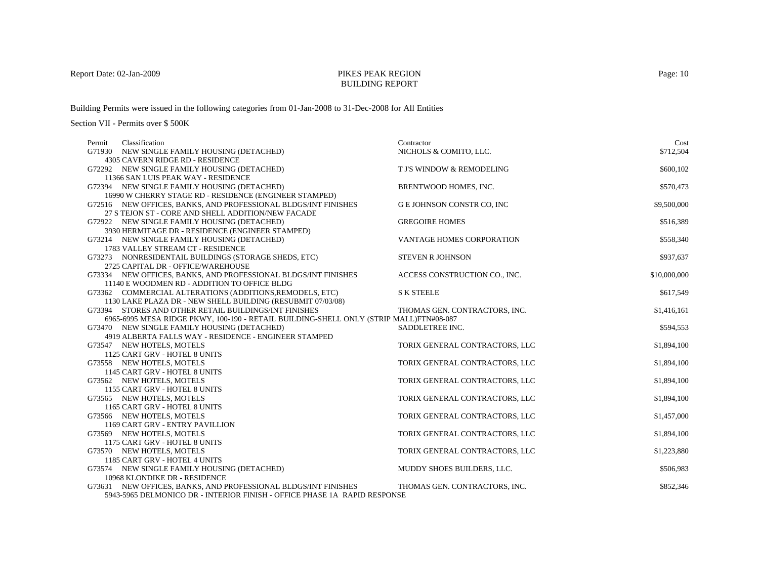Report Date: 02-Jan-2009

# PIKES PEAK REGION
## BUILDING REPORT

Building Permits were issued in the following categories from 01-Jan-2008 to 31-Dec-2008 for All Entities

Section VII - Permits over $ 500K

| Permit | Classification | Contractor | Cost |
|---|---|---|---|
| G71930 | NEW SINGLE FAMILY HOUSING (DETACHED)<br>4305 CAVERN RIDGE RD - RESIDENCE | NICHOLS & COMITO, LLC. | $712,504 |
| G72292 | NEW SINGLE FAMILY HOUSING (DETACHED)<br>11366 SAN LUIS PEAK WAY - RESIDENCE | T J'S WINDOW & REMODELING | $600,102 |
| G72394 | NEW SINGLE FAMILY HOUSING (DETACHED)<br>16990 W CHERRY STAGE RD - RESIDENCE (ENGINEER STAMPED) | BRENTWOOD HOMES, INC. | $570,473 |
| G72516 | NEW OFFICES, BANKS, AND PROFESSIONAL BLDGS/INT FINISHES<br>27 S TEJON ST - CORE AND SHELL ADDITION/NEW FACADE | G E JOHNSON CONSTR CO, INC | $9,500,000 |
| G72922 | NEW SINGLE FAMILY HOUSING (DETACHED)<br>3930 HERMITAGE DR - RESIDENCE (ENGINEER STAMPED) | GREGOIRE HOMES | $516,389 |
| G73214 | NEW SINGLE FAMILY HOUSING (DETACHED)<br>1783 VALLEY STREAM CT - RESIDENCE | VANTAGE HOMES CORPORATION | $558,340 |
| G73273 | NONRESIDENTAIL BUILDINGS (STORAGE SHEDS, ETC)<br>2725 CAPITAL DR - OFFICE/WAREHOUSE | STEVEN R JOHNSON | $937,637 |
| G73334 | NEW OFFICES, BANKS, AND PROFESSIONAL BLDGS/INT FINISHES<br>11140 E WOODMEN RD - ADDITION TO OFFICE BLDG | ACCESS CONSTRUCTION CO., INC. | $10,000,000 |
| G73362 | COMMERCIAL ALTERATIONS (ADDITIONS,REMODELS, ETC)<br>1130 LAKE PLAZA DR - NEW SHELL BUILDING (RESUBMIT 07/03/08) | S K STEELE | $617,549 |
| G73394 | STORES AND OTHER RETAIL BUILDINGS/INT FINISHES<br>6965-6995 MESA RIDGE PKWY, 100-190 - RETAIL BUILDING-SHELL ONLY (STRIP MALL)FTN#08-087 | THOMAS GEN. CONTRACTORS, INC. | $1,416,161 |
| G73470 | NEW SINGLE FAMILY HOUSING (DETACHED)<br>4919 ALBERTA FALLS WAY - RESIDENCE - ENGINEER STAMPED | SADDLETREE INC. | $594,553 |
| G73547 | NEW HOTELS, MOTELS<br>1125 CART GRV - HOTEL 8 UNITS | TORIX GENERAL CONTRACTORS, LLC | $1,894,100 |
| G73558 | NEW HOTELS, MOTELS<br>1145 CART GRV - HOTEL 8 UNITS | TORIX GENERAL CONTRACTORS, LLC | $1,894,100 |
| G73562 | NEW HOTELS, MOTELS<br>1155 CART GRV - HOTEL 8 UNITS | TORIX GENERAL CONTRACTORS, LLC | $1,894,100 |
| G73565 | NEW HOTELS, MOTELS<br>1165 CART GRV - HOTEL 8 UNITS | TORIX GENERAL CONTRACTORS, LLC | $1,894,100 |
| G73566 | NEW HOTELS, MOTELS<br>1169 CART GRV - ENTRY PAVILLION | TORIX GENERAL CONTRACTORS, LLC | $1,457,000 |
| G73569 | NEW HOTELS, MOTELS<br>1175 CART GRV - HOTEL 8 UNITS | TORIX GENERAL CONTRACTORS, LLC | $1,894,100 |
| G73570 | NEW HOTELS, MOTELS<br>1185 CART GRV - HOTEL 4 UNITS | TORIX GENERAL CONTRACTORS, LLC | $1,223,880 |
| G73574 | NEW SINGLE FAMILY HOUSING (DETACHED)<br>10968 KLONDIKE DR - RESIDENCE | MUDDY SHOES BUILDERS, LLC. | $506,983 |
| G73631 | NEW OFFICES, BANKS, AND PROFESSIONAL BLDGS/INT FINISHES<br>5943-5965 DELMONICO DR - INTERIOR FINISH - OFFICE PHASE 1A RAPID RESPONSE | THOMAS GEN. CONTRACTORS, INC. | $852,346 |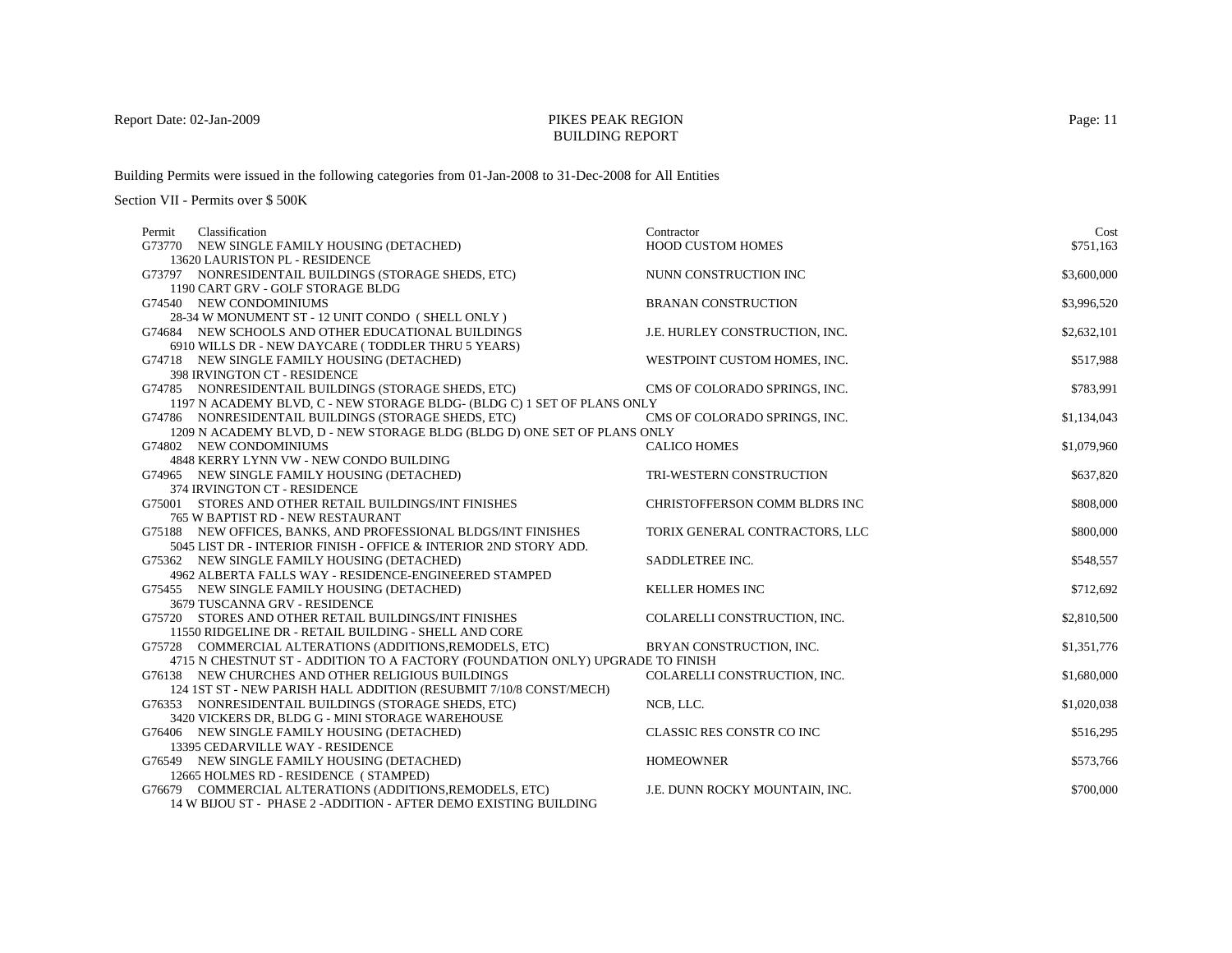PIKES PEAK REGION
BUILDING REPORT

Report Date: 02-Jan-2009

Building Permits were issued in the following categories from 01-Jan-2008 to 31-Dec-2008 for All Entities

Section VII - Permits over $ 500K

| Permit | Classification | Contractor | Cost |
|---|---|---|---|
| G73770 | NEW SINGLE FAMILY HOUSING (DETACHED)<br>13620 LAURISTON PL - RESIDENCE | HOOD CUSTOM HOMES | $751,163 |
| G73797 | NONRESIDENTAIL BUILDINGS (STORAGE SHEDS, ETC)<br>1190 CART GRV - GOLF STORAGE BLDG | NUNN CONSTRUCTION INC | $3,600,000 |
| G74540 | NEW CONDOMINIUMS<br>28-34 W MONUMENT ST - 12 UNIT CONDO ( SHELL ONLY ) | BRANAN CONSTRUCTION | $3,996,520 |
| G74684 | NEW SCHOOLS AND OTHER EDUCATIONAL BUILDINGS<br>6910 WILLS DR - NEW DAYCARE ( TODDLER THRU 5 YEARS) | J.E. HURLEY CONSTRUCTION, INC. | $2,632,101 |
| G74718 | NEW SINGLE FAMILY HOUSING (DETACHED)<br>398 IRVINGTON CT - RESIDENCE | WESTPOINT CUSTOM HOMES, INC. | $517,988 |
| G74785 | NONRESIDENTAIL BUILDINGS (STORAGE SHEDS, ETC)<br>1197 N ACADEMY BLVD, C - NEW STORAGE BLDG- (BLDG C) 1 SET OF PLANS ONLY | CMS OF COLORADO SPRINGS, INC. | $783,991 |
| G74786 | NONRESIDENTAIL BUILDINGS (STORAGE SHEDS, ETC)<br>1209 N ACADEMY BLVD, D - NEW STORAGE BLDG (BLDG D) ONE SET OF PLANS ONLY | CMS OF COLORADO SPRINGS, INC. | $1,134,043 |
| G74802 | NEW CONDOMINIUMS<br>4848 KERRY LYNN VW - NEW CONDO BUILDING | CALICO HOMES | $1,079,960 |
| G74965 | NEW SINGLE FAMILY HOUSING (DETACHED)<br>374 IRVINGTON CT - RESIDENCE | TRI-WESTERN CONSTRUCTION | $637,820 |
| G75001 | STORES AND OTHER RETAIL BUILDINGS/INT FINISHES<br>765 W BAPTIST RD - NEW RESTAURANT | CHRISTOFFERSON COMM BLDRS INC | $808,000 |
| G75188 | NEW OFFICES, BANKS, AND PROFESSIONAL BLDGS/INT FINISHES<br>5045 LIST DR - INTERIOR FINISH - OFFICE & INTERIOR 2ND STORY ADD. | TORIX GENERAL CONTRACTORS, LLC | $800,000 |
| G75362 | NEW SINGLE FAMILY HOUSING (DETACHED)<br>4962 ALBERTA FALLS WAY - RESIDENCE-ENGINEERED STAMPED | SADDLETREE INC. | $548,557 |
| G75455 | NEW SINGLE FAMILY HOUSING (DETACHED)<br>3679 TUSCANNA GRV - RESIDENCE | KELLER HOMES INC | $712,692 |
| G75720 | STORES AND OTHER RETAIL BUILDINGS/INT FINISHES<br>11550 RIDGELINE DR - RETAIL BUILDING - SHELL AND CORE | COLARELLI CONSTRUCTION, INC. | $2,810,500 |
| G75728 | COMMERCIAL ALTERATIONS (ADDITIONS,REMODELS, ETC)<br>4715 N CHESTNUT ST - ADDITION TO A FACTORY (FOUNDATION ONLY) UPGRADE TO FINISH | BRYAN CONSTRUCTION, INC. | $1,351,776 |
| G76138 | NEW CHURCHES AND OTHER RELIGIOUS BUILDINGS<br>124 1ST ST - NEW PARISH HALL ADDITION (RESUBMIT 7/10/8 CONST/MECH) | COLARELLI CONSTRUCTION, INC. | $1,680,000 |
| G76353 | NONRESIDENTAIL BUILDINGS (STORAGE SHEDS, ETC)<br>3420 VICKERS DR, BLDG G - MINI STORAGE WAREHOUSE | NCB, LLC. | $1,020,038 |
| G76406 | NEW SINGLE FAMILY HOUSING (DETACHED)<br>13395 CEDARVILLE WAY - RESIDENCE | CLASSIC RES CONSTR CO INC | $516,295 |
| G76549 | NEW SINGLE FAMILY HOUSING (DETACHED)<br>12665 HOLMES RD - RESIDENCE ( STAMPED) | HOMEOWNER | $573,766 |
| G76679 | COMMERCIAL ALTERATIONS (ADDITIONS,REMODELS, ETC)<br>14 W BIJOU ST - PHASE 2 -ADDITION - AFTER DEMO EXISTING BUILDING | J.E. DUNN ROCKY MOUNTAIN, INC. | $700,000 |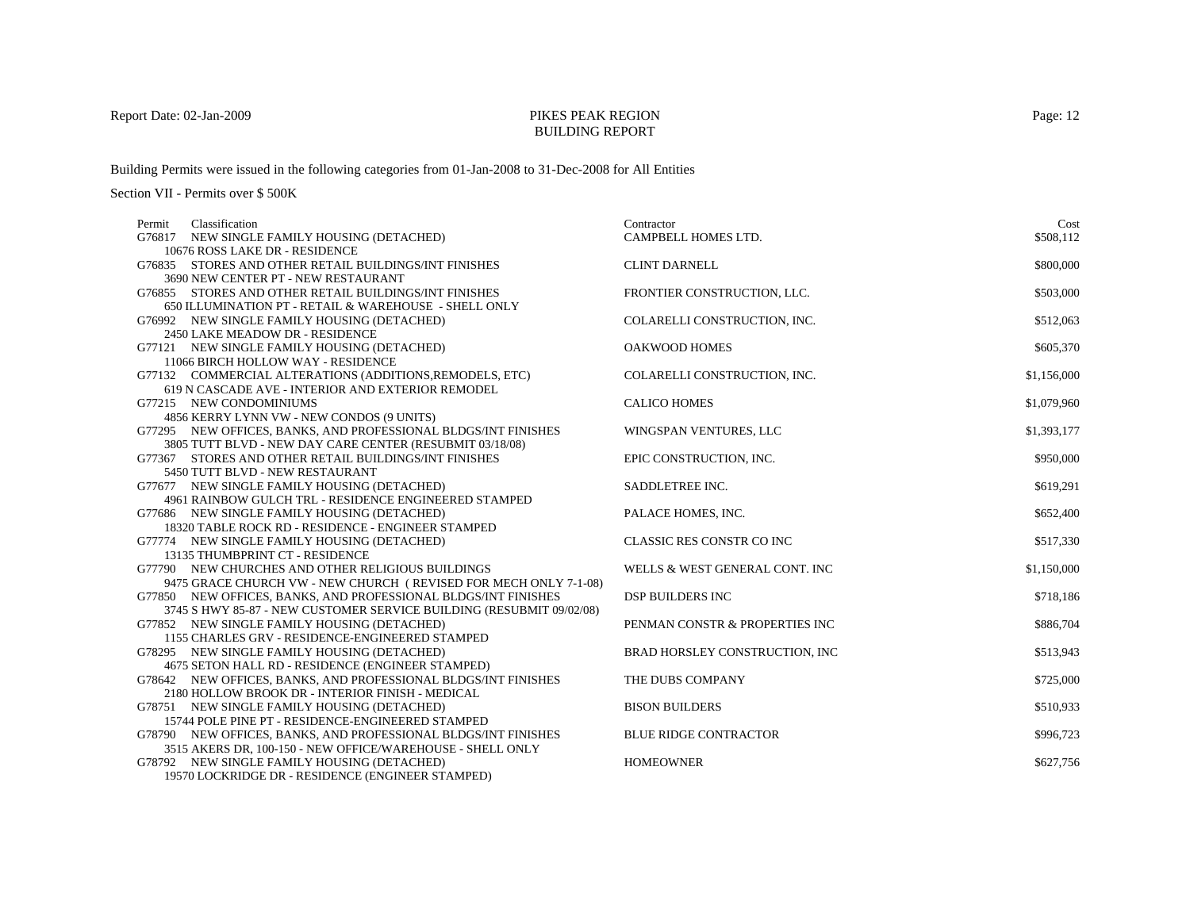PIKES PEAK REGION
BUILDING REPORT

Report Date: 02-Jan-2009

Building Permits were issued in the following categories from 01-Jan-2008 to 31-Dec-2008 for All Entities

Section VII - Permits over $ 500K

| Permit | Classification | Contractor | Cost |
|---|---|---|---|
| G76817 | NEW SINGLE FAMILY HOUSING (DETACHED)<br>10676 ROSS LAKE DR - RESIDENCE | CAMPBELL HOMES LTD. | $508,112 |
| G76835 | STORES AND OTHER RETAIL BUILDINGS/INT FINISHES<br>3690 NEW CENTER PT - NEW RESTAURANT | CLINT DARNELL | $800,000 |
| G76855 | STORES AND OTHER RETAIL BUILDINGS/INT FINISHES<br>650 ILLUMINATION PT - RETAIL & WAREHOUSE - SHELL ONLY | FRONTIER CONSTRUCTION, LLC. | $503,000 |
| G76992 | NEW SINGLE FAMILY HOUSING (DETACHED)<br>2450 LAKE MEADOW DR - RESIDENCE | COLARELLI CONSTRUCTION, INC. | $512,063 |
| G77121 | NEW SINGLE FAMILY HOUSING (DETACHED)<br>11066 BIRCH HOLLOW WAY - RESIDENCE | OAKWOOD HOMES | $605,370 |
| G77132 | COMMERCIAL ALTERATIONS (ADDITIONS,REMODELS, ETC)<br>619 N CASCADE AVE - INTERIOR AND EXTERIOR REMODEL | COLARELLI CONSTRUCTION, INC. | $1,156,000 |
| G77215 | NEW CONDOMINIUMS<br>4856 KERRY LYNN VW - NEW CONDOS (9 UNITS) | CALICO HOMES | $1,079,960 |
| G77295 | NEW OFFICES, BANKS, AND PROFESSIONAL BLDGS/INT FINISHES<br>3805 TUTT BLVD - NEW DAY CARE CENTER (RESUBMIT 03/18/08) | WINGSPAN VENTURES, LLC | $1,393,177 |
| G77367 | STORES AND OTHER RETAIL BUILDINGS/INT FINISHES<br>5450 TUTT BLVD - NEW RESTAURANT | EPIC CONSTRUCTION, INC. | $950,000 |
| G77677 | NEW SINGLE FAMILY HOUSING (DETACHED)<br>4961 RAINBOW GULCH TRL - RESIDENCE ENGINEERED STAMPED | SADDLETREE INC. | $619,291 |
| G77686 | NEW SINGLE FAMILY HOUSING (DETACHED)<br>18320 TABLE ROCK RD - RESIDENCE - ENGINEER STAMPED | PALACE HOMES, INC. | $652,400 |
| G77774 | NEW SINGLE FAMILY HOUSING (DETACHED)<br>13135 THUMBPRINT CT - RESIDENCE | CLASSIC RES CONSTR CO INC | $517,330 |
| G77790 | NEW CHURCHES AND OTHER RELIGIOUS BUILDINGS<br>9475 GRACE CHURCH VW - NEW CHURCH ( REVISED FOR MECH ONLY 7-1-08) | WELLS & WEST GENERAL CONT. INC | $1,150,000 |
| G77850 | NEW OFFICES, BANKS, AND PROFESSIONAL BLDGS/INT FINISHES<br>3745 S HWY 85-87 - NEW CUSTOMER SERVICE BUILDING (RESUBMIT 09/02/08) | DSP BUILDERS INC | $718,186 |
| G77852 | NEW SINGLE FAMILY HOUSING (DETACHED)<br>1155 CHARLES GRV - RESIDENCE-ENGINEERED STAMPED | PENMAN CONSTR & PROPERTIES INC | $886,704 |
| G78295 | NEW SINGLE FAMILY HOUSING (DETACHED)<br>4675 SETON HALL RD - RESIDENCE (ENGINEER STAMPED) | BRAD HORSLEY CONSTRUCTION, INC | $513,943 |
| G78642 | NEW OFFICES, BANKS, AND PROFESSIONAL BLDGS/INT FINISHES<br>2180 HOLLOW BROOK DR - INTERIOR FINISH - MEDICAL | THE DUBS COMPANY | $725,000 |
| G78751 | NEW SINGLE FAMILY HOUSING (DETACHED)<br>15744 POLE PINE PT - RESIDENCE-ENGINEERED STAMPED | BISON BUILDERS | $510,933 |
| G78790 | NEW OFFICES, BANKS, AND PROFESSIONAL BLDGS/INT FINISHES<br>3515 AKERS DR, 100-150 - NEW OFFICE/WAREHOUSE - SHELL ONLY | BLUE RIDGE CONTRACTOR | $996,723 |
| G78792 | NEW SINGLE FAMILY HOUSING (DETACHED)<br>19570 LOCKRIDGE DR - RESIDENCE (ENGINEER STAMPED) | HOMEOWNER | $627,756 |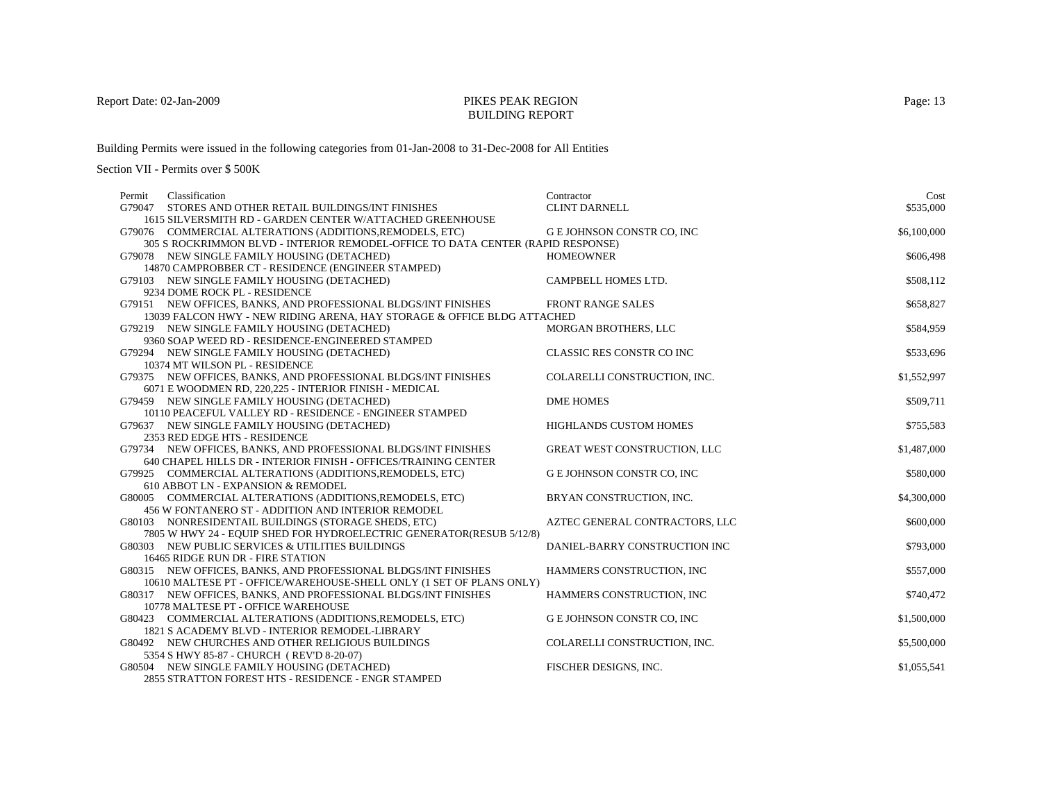Report Date: 02-Jan-2009

# PIKES PEAK REGION
## BUILDING REPORT

Building Permits were issued in the following categories from 01-Jan-2008 to 31-Dec-2008 for All Entities

Section VII - Permits over $ 500K

| Permit | Classification | Contractor | Cost |
|---|---|---|---|
| G79047 | STORES AND OTHER RETAIL BUILDINGS/INT FINISHES<br>1615 SILVERSMITH RD - GARDEN CENTER W/ATTACHED GREENHOUSE | CLINT DARNELL | $535,000 |
| G79076 | COMMERCIAL ALTERATIONS (ADDITIONS,REMODELS, ETC)<br>305 S ROCKRIMMON BLVD - INTERIOR REMODEL-OFFICE TO DATA CENTER (RAPID RESPONSE) | G E JOHNSON CONSTR CO, INC | $6,100,000 |
| G79078 | NEW SINGLE FAMILY HOUSING (DETACHED)<br>14870 CAMPROBBER CT - RESIDENCE (ENGINEER STAMPED) | HOMEOWNER | $606,498 |
| G79103 | NEW SINGLE FAMILY HOUSING (DETACHED)<br>9234 DOME ROCK PL - RESIDENCE | CAMPBELL HOMES LTD. | $508,112 |
| G79151 | NEW OFFICES, BANKS, AND PROFESSIONAL BLDGS/INT FINISHES<br>13039 FALCON HWY - NEW RIDING ARENA, HAY STORAGE & OFFICE BLDG ATTACHED | FRONT RANGE SALES | $658,827 |
| G79219 | NEW SINGLE FAMILY HOUSING (DETACHED)<br>9360 SOAP WEED RD - RESIDENCE-ENGINEERED STAMPED | MORGAN BROTHERS, LLC | $584,959 |
| G79294 | NEW SINGLE FAMILY HOUSING (DETACHED)<br>10374 MT WILSON PL - RESIDENCE | CLASSIC RES CONSTR CO INC | $533,696 |
| G79375 | NEW OFFICES, BANKS, AND PROFESSIONAL BLDGS/INT FINISHES<br>6071 E WOODMEN RD, 220,225 - INTERIOR FINISH - MEDICAL | COLARELLI CONSTRUCTION, INC. | $1,552,997 |
| G79459 | NEW SINGLE FAMILY HOUSING (DETACHED)<br>10110 PEACEFUL VALLEY RD - RESIDENCE - ENGINEER STAMPED | DME HOMES | $509,711 |
| G79637 | NEW SINGLE FAMILY HOUSING (DETACHED)<br>2353 RED EDGE HTS - RESIDENCE | HIGHLANDS CUSTOM HOMES | $755,583 |
| G79734 | NEW OFFICES, BANKS, AND PROFESSIONAL BLDGS/INT FINISHES<br>640 CHAPEL HILLS DR - INTERIOR FINISH - OFFICES/TRAINING CENTER | GREAT WEST CONSTRUCTION, LLC | $1,487,000 |
| G79925 | COMMERCIAL ALTERATIONS (ADDITIONS,REMODELS, ETC)<br>610 ABBOT LN - EXPANSION & REMODEL | G E JOHNSON CONSTR CO, INC | $580,000 |
| G80005 | COMMERCIAL ALTERATIONS (ADDITIONS,REMODELS, ETC)<br>456 W FONTANERO ST - ADDITION AND INTERIOR REMODEL | BRYAN CONSTRUCTION, INC. | $4,300,000 |
| G80103 | NONRESIDENTAIL BUILDINGS (STORAGE SHEDS, ETC)<br>7805 W HWY 24 - EQUIP SHED FOR HYDROELECTRIC GENERATOR(RESUB 5/12/8) | AZTEC GENERAL CONTRACTORS, LLC | $600,000 |
| G80303 | NEW PUBLIC SERVICES & UTILITIES BUILDINGS<br>16465 RIDGE RUN DR - FIRE STATION | DANIEL-BARRY CONSTRUCTION INC | $793,000 |
| G80315 | NEW OFFICES, BANKS, AND PROFESSIONAL BLDGS/INT FINISHES<br>10610 MALTESE PT - OFFICE/WAREHOUSE-SHELL ONLY (1 SET OF PLANS ONLY) | HAMMERS CONSTRUCTION, INC | $557,000 |
| G80317 | NEW OFFICES, BANKS, AND PROFESSIONAL BLDGS/INT FINISHES<br>10778 MALTESE PT - OFFICE WAREHOUSE | HAMMERS CONSTRUCTION, INC | $740,472 |
| G80423 | COMMERCIAL ALTERATIONS (ADDITIONS,REMODELS, ETC)<br>1821 S ACADEMY BLVD - INTERIOR REMODEL-LIBRARY | G E JOHNSON CONSTR CO, INC | $1,500,000 |
| G80492 | NEW CHURCHES AND OTHER RELIGIOUS BUILDINGS<br>5354 S HWY 85-87 - CHURCH ( REV'D 8-20-07) | COLARELLI CONSTRUCTION, INC. | $5,500,000 |
| G80504 | NEW SINGLE FAMILY HOUSING (DETACHED)<br>2855 STRATTON FOREST HTS - RESIDENCE - ENGR STAMPED | FISCHER DESIGNS, INC. | $1,055,541 |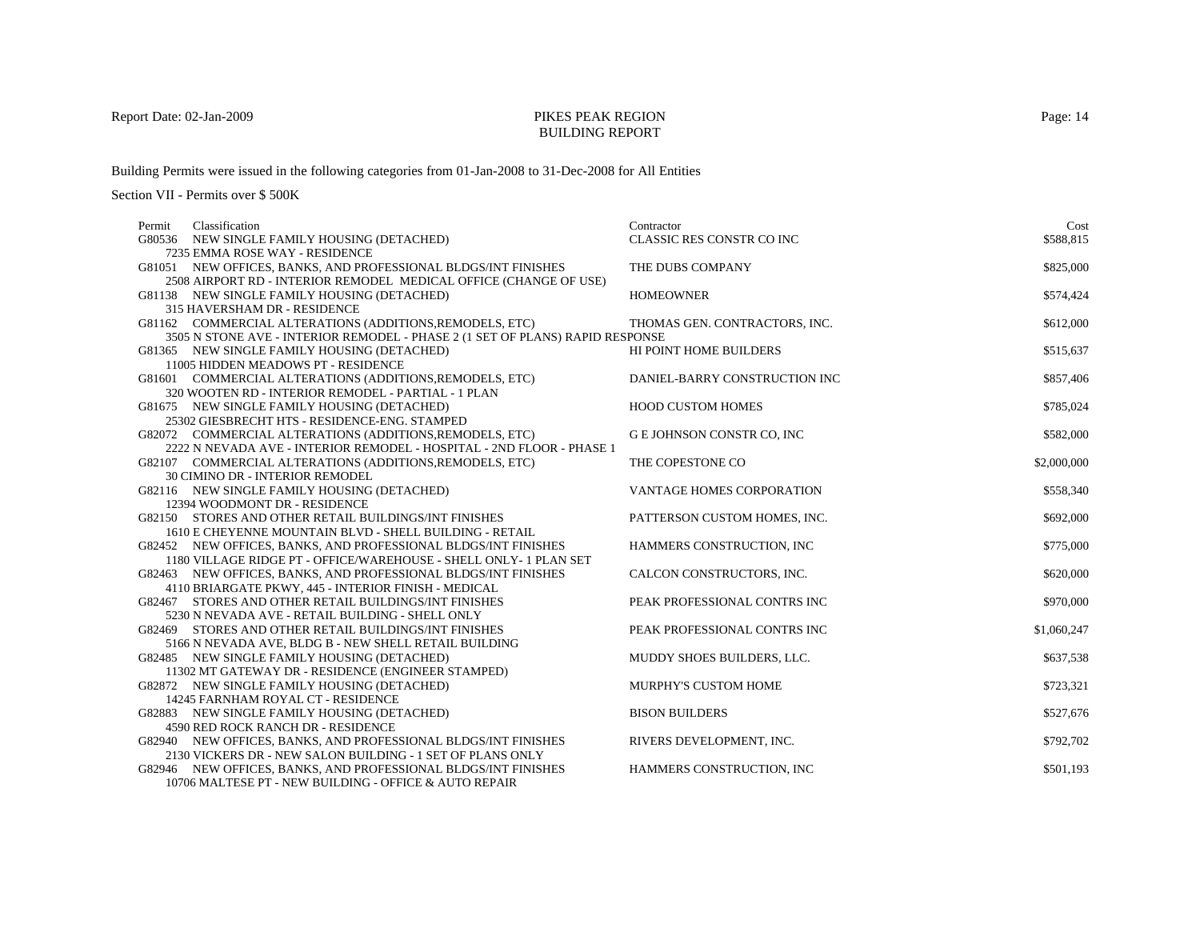Report Date: 02-Jan-2009

# PIKES PEAK REGION
## BUILDING REPORT

Building Permits were issued in the following categories from 01-Jan-2008 to 31-Dec-2008 for All Entities

Section VII - Permits over $ 500K

| Permit | Classification | Contractor | Cost |
|---|---|---|---|
| G80536 | NEW SINGLE FAMILY HOUSING (DETACHED)<br>7235 EMMA ROSE WAY - RESIDENCE | CLASSIC RES CONSTR CO INC | $588,815 |
| G81051 | NEW OFFICES, BANKS, AND PROFESSIONAL BLDGS/INT FINISHES<br>2508 AIRPORT RD - INTERIOR REMODEL MEDICAL OFFICE (CHANGE OF USE) | THE DUBS COMPANY | $825,000 |
| G81138 | NEW SINGLE FAMILY HOUSING (DETACHED)<br>315 HAVERSHAM DR - RESIDENCE | HOMEOWNER | $574,424 |
| G81162 | COMMERCIAL ALTERATIONS (ADDITIONS,REMODELS, ETC)<br>3505 N STONE AVE - INTERIOR REMODEL - PHASE 2 (1 SET OF PLANS) RAPID RESPONSE | THOMAS GEN. CONTRACTORS, INC. | $612,000 |
| G81365 | NEW SINGLE FAMILY HOUSING (DETACHED)<br>11005 HIDDEN MEADOWS PT - RESIDENCE | HI POINT HOME BUILDERS | $515,637 |
| G81601 | COMMERCIAL ALTERATIONS (ADDITIONS,REMODELS, ETC)<br>320 WOOTEN RD - INTERIOR REMODEL - PARTIAL - 1 PLAN | DANIEL-BARRY CONSTRUCTION INC | $857,406 |
| G81675 | NEW SINGLE FAMILY HOUSING (DETACHED)<br>25302 GIESBRECHT HTS - RESIDENCE-ENG. STAMPED | HOOD CUSTOM HOMES | $785,024 |
| G82072 | COMMERCIAL ALTERATIONS (ADDITIONS,REMODELS, ETC)<br>2222 N NEVADA AVE - INTERIOR REMODEL - HOSPITAL - 2ND FLOOR - PHASE 1 | G E JOHNSON CONSTR CO, INC | $582,000 |
| G82107 | COMMERCIAL ALTERATIONS (ADDITIONS,REMODELS, ETC)<br>30 CIMINO DR - INTERIOR REMODEL | THE COPESTONE CO | $2,000,000 |
| G82116 | NEW SINGLE FAMILY HOUSING (DETACHED)<br>12394 WOODMONT DR - RESIDENCE | VANTAGE HOMES CORPORATION | $558,340 |
| G82150 | STORES AND OTHER RETAIL BUILDINGS/INT FINISHES<br>1610 E CHEYENNE MOUNTAIN BLVD - SHELL BUILDING - RETAIL | PATTERSON CUSTOM HOMES, INC. | $692,000 |
| G82452 | NEW OFFICES, BANKS, AND PROFESSIONAL BLDGS/INT FINISHES<br>1180 VILLAGE RIDGE PT - OFFICE/WAREHOUSE - SHELL ONLY- 1 PLAN SET | HAMMERS CONSTRUCTION, INC | $775,000 |
| G82463 | NEW OFFICES, BANKS, AND PROFESSIONAL BLDGS/INT FINISHES<br>4110 BRIARGATE PKWY, 445 - INTERIOR FINISH - MEDICAL | CALCON CONSTRUCTORS, INC. | $620,000 |
| G82467 | STORES AND OTHER RETAIL BUILDINGS/INT FINISHES<br>5230 N NEVADA AVE - RETAIL BUILDING - SHELL ONLY | PEAK PROFESSIONAL CONTRS INC | $970,000 |
| G82469 | STORES AND OTHER RETAIL BUILDINGS/INT FINISHES<br>5166 N NEVADA AVE, BLDG B - NEW SHELL RETAIL BUILDING | PEAK PROFESSIONAL CONTRS INC | $1,060,247 |
| G82485 | NEW SINGLE FAMILY HOUSING (DETACHED)<br>11302 MT GATEWAY DR - RESIDENCE (ENGINEER STAMPED) | MUDDY SHOES BUILDERS, LLC. | $637,538 |
| G82872 | NEW SINGLE FAMILY HOUSING (DETACHED)<br>14245 FARNHAM ROYAL CT - RESIDENCE | MURPHY'S CUSTOM HOME | $723,321 |
| G82883 | NEW SINGLE FAMILY HOUSING (DETACHED)<br>4590 RED ROCK RANCH DR - RESIDENCE | BISON BUILDERS | $527,676 |
| G82940 | NEW OFFICES, BANKS, AND PROFESSIONAL BLDGS/INT FINISHES<br>2130 VICKERS DR - NEW SALON BUILDING - 1 SET OF PLANS ONLY | RIVERS DEVELOPMENT, INC. | $792,702 |
| G82946 | NEW OFFICES, BANKS, AND PROFESSIONAL BLDGS/INT FINISHES<br>10706 MALTESE PT - NEW BUILDING - OFFICE & AUTO REPAIR | HAMMERS CONSTRUCTION, INC | $501,193 |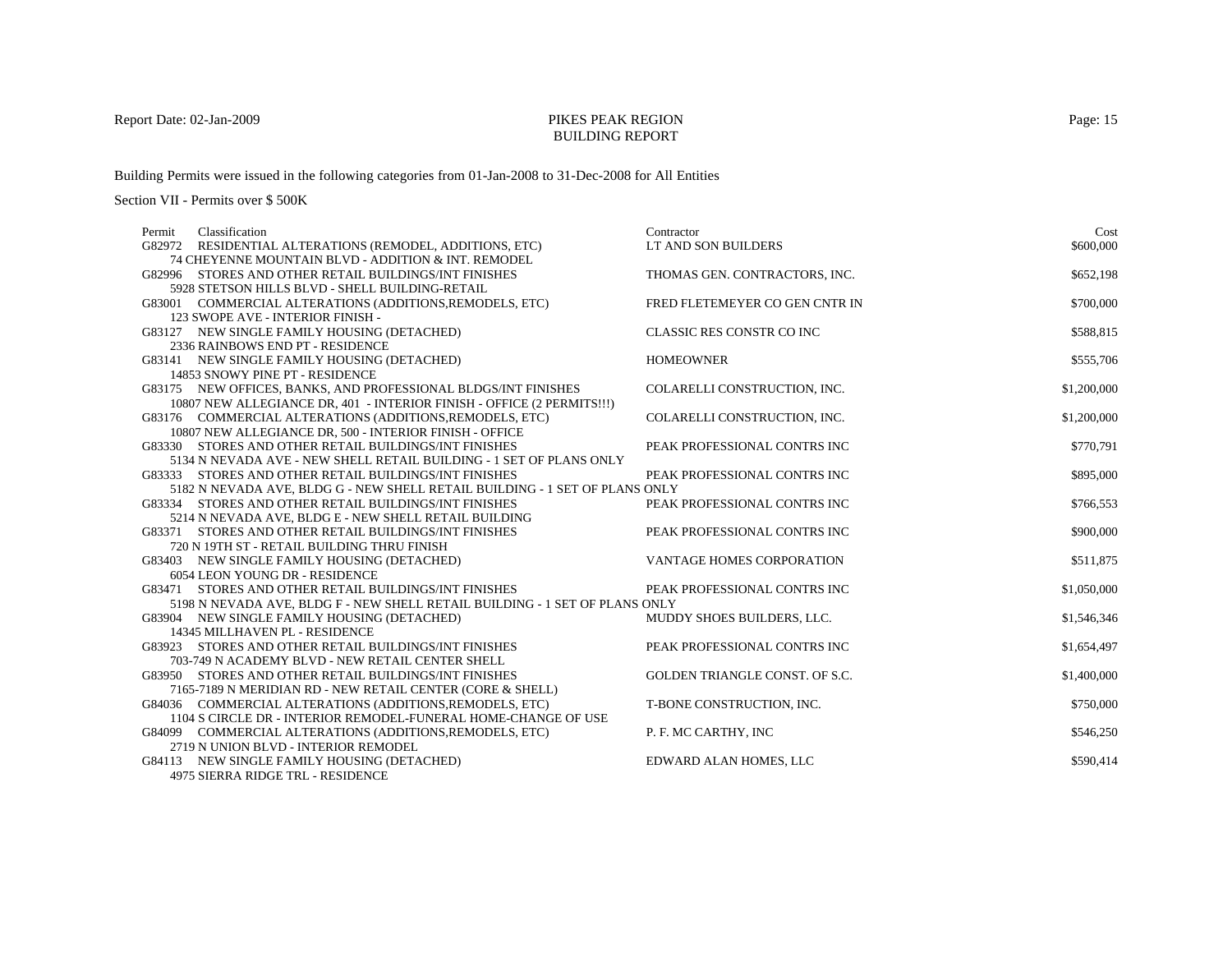PIKES PEAK REGION
BUILDING REPORT

Report Date: 02-Jan-2009

Building Permits were issued in the following categories from 01-Jan-2008 to 31-Dec-2008 for All Entities

Section VII - Permits over $ 500K

| Permit | Classification | Contractor | Cost |
|---|---|---|---|
| G82972 | RESIDENTIAL ALTERATIONS (REMODEL, ADDITIONS, ETC)<br>74 CHEYENNE MOUNTAIN BLVD - ADDITION & INT. REMODEL | LT AND SON BUILDERS | $600,000 |
| G82996 | STORES AND OTHER RETAIL BUILDINGS/INT FINISHES<br>5928 STETSON HILLS BLVD - SHELL BUILDING-RETAIL | THOMAS GEN. CONTRACTORS, INC. | $652,198 |
| G83001 | COMMERCIAL ALTERATIONS (ADDITIONS,REMODELS, ETC)<br>123 SWOPE AVE - INTERIOR FINISH - | FRED FLETEMEYER CO GEN CNTR IN | $700,000 |
| G83127 | NEW SINGLE FAMILY HOUSING (DETACHED)<br>2336 RAINBOWS END PT - RESIDENCE | CLASSIC RES CONSTR CO INC | $588,815 |
| G83141 | NEW SINGLE FAMILY HOUSING (DETACHED)<br>14853 SNOWY PINE PT - RESIDENCE | HOMEOWNER | $555,706 |
| G83175 | NEW OFFICES, BANKS, AND PROFESSIONAL BLDGS/INT FINISHES<br>10807 NEW ALLEGIANCE DR, 401 - INTERIOR FINISH - OFFICE (2 PERMITS!!!) | COLARELLI CONSTRUCTION, INC. | $1,200,000 |
| G83176 | COMMERCIAL ALTERATIONS (ADDITIONS,REMODELS, ETC)<br>10807 NEW ALLEGIANCE DR, 500 - INTERIOR FINISH - OFFICE | COLARELLI CONSTRUCTION, INC. | $1,200,000 |
| G83330 | STORES AND OTHER RETAIL BUILDINGS/INT FINISHES<br>5134 N NEVADA AVE - NEW SHELL RETAIL BUILDING - 1 SET OF PLANS ONLY | PEAK PROFESSIONAL CONTRS INC | $770,791 |
| G83333 | STORES AND OTHER RETAIL BUILDINGS/INT FINISHES<br>5182 N NEVADA AVE, BLDG G - NEW SHELL RETAIL BUILDING - 1 SET OF PLANS ONLY | PEAK PROFESSIONAL CONTRS INC | $895,000 |
| G83334 | STORES AND OTHER RETAIL BUILDINGS/INT FINISHES<br>5214 N NEVADA AVE, BLDG E - NEW SHELL RETAIL BUILDING | PEAK PROFESSIONAL CONTRS INC | $766,553 |
| G83371 | STORES AND OTHER RETAIL BUILDINGS/INT FINISHES<br>720 N 19TH ST - RETAIL BUILDING THRU FINISH | PEAK PROFESSIONAL CONTRS INC | $900,000 |
| G83403 | NEW SINGLE FAMILY HOUSING (DETACHED)<br>6054 LEON YOUNG DR - RESIDENCE | VANTAGE HOMES CORPORATION | $511,875 |
| G83471 | STORES AND OTHER RETAIL BUILDINGS/INT FINISHES<br>5198 N NEVADA AVE, BLDG F - NEW SHELL RETAIL BUILDING - 1 SET OF PLANS ONLY | PEAK PROFESSIONAL CONTRS INC | $1,050,000 |
| G83904 | NEW SINGLE FAMILY HOUSING (DETACHED)<br>14345 MILLHAVEN PL - RESIDENCE | MUDDY SHOES BUILDERS, LLC. | $1,546,346 |
| G83923 | STORES AND OTHER RETAIL BUILDINGS/INT FINISHES<br>703-749 N ACADEMY BLVD - NEW RETAIL CENTER SHELL | PEAK PROFESSIONAL CONTRS INC | $1,654,497 |
| G83950 | STORES AND OTHER RETAIL BUILDINGS/INT FINISHES<br>7165-7189 N MERIDIAN RD - NEW RETAIL CENTER (CORE & SHELL) | GOLDEN TRIANGLE CONST. OF S.C. | $1,400,000 |
| G84036 | COMMERCIAL ALTERATIONS (ADDITIONS,REMODELS, ETC)<br>1104 S CIRCLE DR - INTERIOR REMODEL-FUNERAL HOME-CHANGE OF USE | T-BONE CONSTRUCTION, INC. | $750,000 |
| G84099 | COMMERCIAL ALTERATIONS (ADDITIONS,REMODELS, ETC)<br>2719 N UNION BLVD - INTERIOR REMODEL | P. F. MC CARTHY, INC | $546,250 |
| G84113 | NEW SINGLE FAMILY HOUSING (DETACHED)<br>4975 SIERRA RIDGE TRL - RESIDENCE | EDWARD ALAN HOMES, LLC | $590,414 |